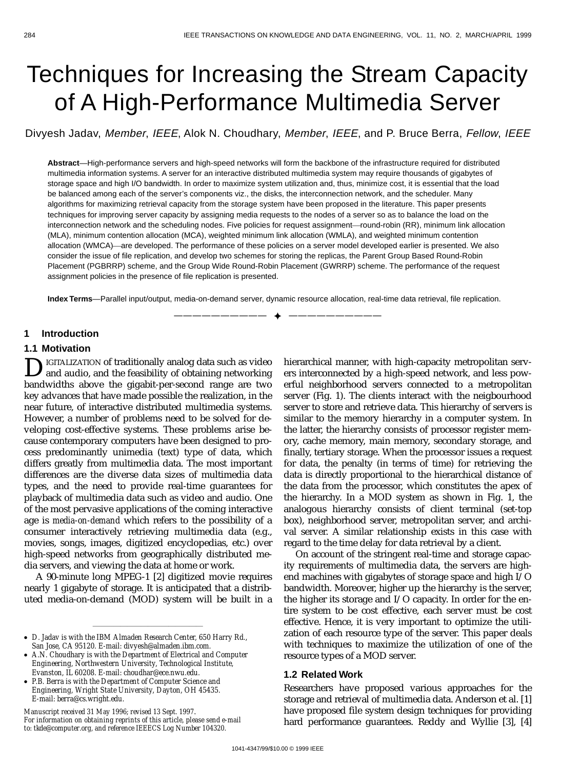# Techniques for Increasing the Stream Capacity of A High-Performance Multimedia Server

Divyesh Jadav, *Member*, *IEEE*, Alok N. Choudhary, *Member*, *IEEE*, and P. Bruce Berra, *Fellow*, *IEEE*

**Abstract**—High-performance servers and high-speed networks will form the backbone of the infrastructure required for distributed multimedia information systems. A server for an interactive distributed multimedia system may require thousands of gigabytes of storage space and high I/O bandwidth. In order to maximize system utilization and, thus, minimize cost, it is essential that the load be balanced among each of the server's components viz., the disks, the interconnection network, and the scheduler. Many algorithms for maximizing retrieval capacity from the storage system have been proposed in the literature. This paper presents techniques for improving server capacity by assigning media requests to the nodes of a server so as to balance the load on the interconnection network and the scheduling nodes. Five policies for request assignment—round-robin (RR), minimum link allocation (MLA), minimum contention allocation (MCA), weighted minimum link allocation (WMLA), and weighted minimum contention allocation (WMCA)—are developed. The performance of these policies on a server model developed earlier is presented. We also consider the issue of file replication, and develop two schemes for storing the replicas, the Parent Group Based Round-Robin Placement (PGBRRP) scheme, and the Group Wide Round-Robin Placement (GWRRP) scheme. The performance of the request assignment policies in the presence of file replication is presented.

**Index Terms**—Parallel input/output, media-on-demand server, dynamic resource allocation, real-time data retrieval, file replication.

## 1 Introduction

### 1.1 Motivation

Digitalization of traditionally analog data such as video and audio, and the feasibility of obtaining networking bandwidths above the gigabit-per-second range are two key advances that have made possible the realization, in the near future, of interactive distributed multimedia systems. However, a number of problems need to be solved for developing cost-effective systems. These problems arise because contemporary computers have been designed to process predominantly unimedia (text) type of data, which differs greatly from multimedia data. The most important differences are the diverse data sizes of multimedia data types, and the need to provide real-time guarantees for playback of multimedia data such as video and audio. One of the most pervasive applications of the coming interactive age is *media-on-demand* which refers to the possibility of a consumer interactively retrieving multimedia data (e.g., movies, songs, images, digitized encyclopedias, etc.) over high-speed networks from geographically distributed media servers, and viewing the data at home or work.

A 90-minute long MPEG-1 [2] digitized movie requires nearly 1 gigabyte of storage. It is anticipated that a distributed media-on-demand (MOD) system will be built in a hierarchical manner, with high-capacity metropolitan servers interconnected by a high-speed network, and less powerful neighborhood servers connected to a metropolitan server (Fig. 1). The clients interact with the neigbourhood server to store and retrieve data. This hierarchy of servers is similar to the memory hierarchy in a computer system. In the latter, the hierarchy consists of processor register memory, cache memory, main memory, secondary storage, and finally, tertiary storage. When the processor issues a request for data, the penalty (in terms of time) for retrieving the data is directly proportional to the hierarchical distance of the data from the processor, which constitutes the apex of the hierarchy. In a MOD system as shown in Fig. 1, the analogous hierarchy consists of client terminal (set-top box), neighborhood server, metropolitan server, and archival server. A similar relationship exists in this case with regard to the time delay for data retrieval by a client.

On account of the stringent real-time and storage capacity requirements of multimedia data, the servers are high-end machines with gigabytes of storage space and high I/O bandwidth. Moreover, higher up the hierarchy is the server, the higher its storage and I/O capacity. In order for the entire system to be cost effective, each server must be cost effective. Hence, it is very important to optimize the utilization of each resource type of the server. This paper deals with techniques to maximize the utilization of one of the resource types of a MOD server.

### 1.2 Related Work

Researchers have proposed various approaches for the storage and retrieval of multimedia data. Anderson et al. [1] have proposed file system design techniques for providing hard performance guarantees. Reddy and Wyllie [3], [4]

---

- D. Jadav is with the IBM Almaden Research Center, 650 Harry Rd., San Jose, CA 95120. E-mail: divyesh@almaden.ibm.com.
- A.N. Choudhary is with the Department of Electrical and Computer Engineering, Northwestern University, Technological Institute, Evanston, IL 60208. E-mail: choudhar@ece.nwu.edu.
- P.B. Berra is with the Department of Computer Science and Engineering, Wright State University, Dayton, OH 45435. E-mail: berra@cs.wright.edu.

*Manuscript received 31 May 1996; revised 13 Sept. 1997.*
*For information on obtaining reprints of this article, please send e-mail to: tkde@computer.org, and reference IEEECS Log Number 104320.*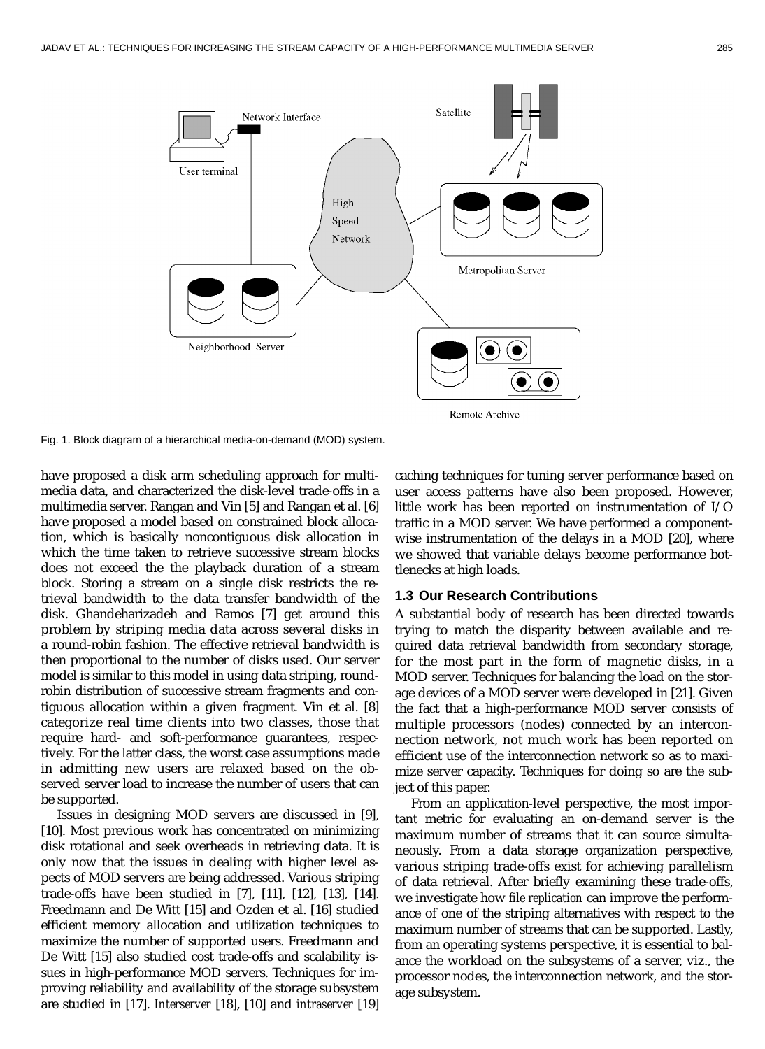Fig. 1. Block diagram of a hierarchical media-on-demand (MOD) system.

have proposed a disk arm scheduling approach for multimedia data, and characterized the disk-level trade-offs in a multimedia server. Rangan and Vin [5] and Rangan et al. [6] have proposed a model based on constrained block allocation, which is basically noncontiguous disk allocation in which the time taken to retrieve successive stream blocks does not exceed the the playback duration of a stream block. Storing a stream on a single disk restricts the retrieval bandwidth to the data transfer bandwidth of the disk. Ghandeharizadeh and Ramos [7] get around this problem by striping media data across several disks in a round-robin fashion. The effective retrieval bandwidth is then proportional to the number of disks used. Our server model is similar to this model in using data striping, round-robin distribution of successive stream fragments and contiguous allocation within a given fragment. Vin et al. [8] categorize real time clients into two classes, those that require hard- and soft-performance guarantees, respectively. For the latter class, the worst case assumptions made in admitting new users are relaxed based on the observed server load to increase the number of users that can be supported.

Issues in designing MOD servers are discussed in [9], [10]. Most previous work has concentrated on minimizing disk rotational and seek overheads in retrieving data. It is only now that the issues in dealing with higher level aspects of MOD servers are being addressed. Various striping trade-offs have been studied in [7], [11], [12], [13], [14]. Freedmann and De Witt [15] and Ozden et al. [16] studied efficient memory allocation and utilization techniques to maximize the number of supported users. Freedmann and De Witt [15] also studied cost trade-offs and scalability issues in high-performance MOD servers. Techniques for improving reliability and availability of the storage subsystem are studied in [17]. *Interserver* [18], [10] and *intraserver* [19] caching techniques for tuning server performance based on user access patterns have also been proposed. However, little work has been reported on instrumentation of I/O traffic in a MOD server. We have performed a componentwise instrumentation of the delays in a MOD [20], where we showed that variable delays become performance bottlenecks at high loads.

### 1.3 Our Research Contributions

A substantial body of research has been directed towards trying to match the disparity between available and required data retrieval bandwidth from secondary storage, for the most part in the form of magnetic disks, in a MOD server. Techniques for balancing the load on the storage devices of a MOD server were developed in [21]. Given the fact that a high-performance MOD server consists of multiple processors (nodes) connected by an interconnection network, not much work has been reported on efficient use of the interconnection network so as to maximize server capacity. Techniques for doing so are the subject of this paper.

From an application-level perspective, the most important metric for evaluating an on-demand server is the maximum number of streams that it can source simultaneously. From a data storage organization perspective, various striping trade-offs exist for achieving parallelism of data retrieval. After briefly examining these trade-offs, we investigate how *file replication* can improve the performance of one of the striping alternatives with respect to the maximum number of streams that can be supported. Lastly, from an operating systems perspective, it is essential to balance the workload on the subsystems of a server, viz., the processor nodes, the interconnection network, and the storage subsystem.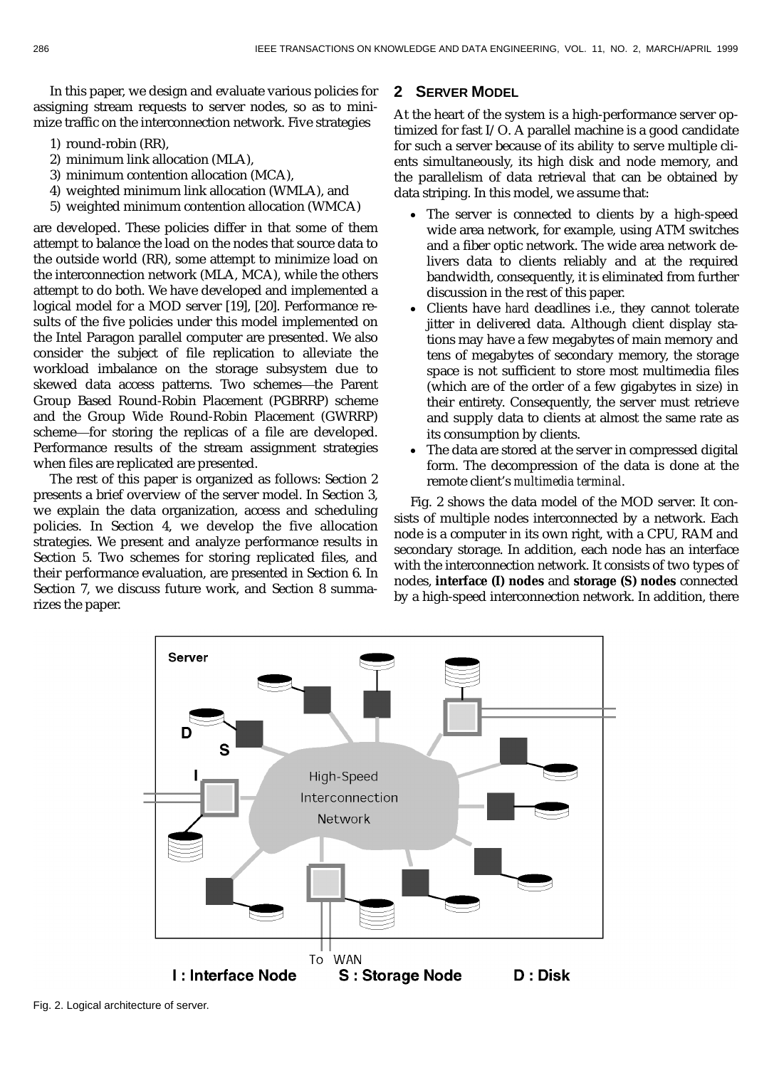In this paper, we design and evaluate various policies for assigning stream requests to server nodes, so as to minimize traffic on the interconnection network. Five strategies

1) round-robin (RR),
2) minimum link allocation (MLA),
3) minimum contention allocation (MCA),
4) weighted minimum link allocation (WMLA), and
5) weighted minimum contention allocation (WMCA)

are developed. These policies differ in that some of them attempt to balance the load on the nodes that source data to the outside world (RR), some attempt to minimize load on the interconnection network (MLA, MCA), while the others attempt to do both. We have developed and implemented a logical model for a MOD server [19], [20]. Performance results of the five policies under this model implemented on the Intel Paragon parallel computer are presented. We also consider the subject of file replication to alleviate the workload imbalance on the storage subsystem due to skewed data access patterns. Two schemes—the Parent Group Based Round-Robin Placement (PGBRRP) scheme and the Group Wide Round-Robin Placement (GWRRP) scheme—for storing the replicas of a file are developed. Performance results of the stream assignment strategies when files are replicated are presented.

The rest of this paper is organized as follows: Section 2 presents a brief overview of the server model. In Section 3, we explain the data organization, access and scheduling policies. In Section 4, we develop the five allocation strategies. We present and analyze performance results in Section 5. Two schemes for storing replicated files, and their performance evaluation, are presented in Section 6. In Section 7, we discuss future work, and Section 8 summarizes the paper.

## 2 Server Model

At the heart of the system is a high-performance server optimized for fast I/O. A parallel machine is a good candidate for such a server because of its ability to serve multiple clients simultaneously, its high disk and node memory, and the parallelism of data retrieval that can be obtained by data striping. In this model, we assume that:

- The server is connected to clients by a high-speed wide area network, for example, using ATM switches and a fiber optic network. The wide area network delivers data to clients reliably and at the required bandwidth, consequently, it is eliminated from further discussion in the rest of this paper.
- Clients have *hard* deadlines i.e., they cannot tolerate jitter in delivered data. Although client display stations may have a few megabytes of main memory and tens of megabytes of secondary memory, the storage space is not sufficient to store most multimedia files (which are of the order of a few gigabytes in size) in their entirety. Consequently, the server must retrieve and supply data to clients at almost the same rate as its consumption by clients.
- The data are stored at the server in compressed digital form. The decompression of the data is done at the remote client's *multimedia terminal*.

Fig. 2 shows the data model of the MOD server. It consists of multiple nodes interconnected by a network. Each node is a computer in its own right, with a CPU, RAM and secondary storage. In addition, each node has an interface with the interconnection network. It consists of two types of nodes, **interface (I) nodes** and **storage (S) nodes** connected by a high-speed interconnection network. In addition, there

Fig. 2. Logical architecture of server.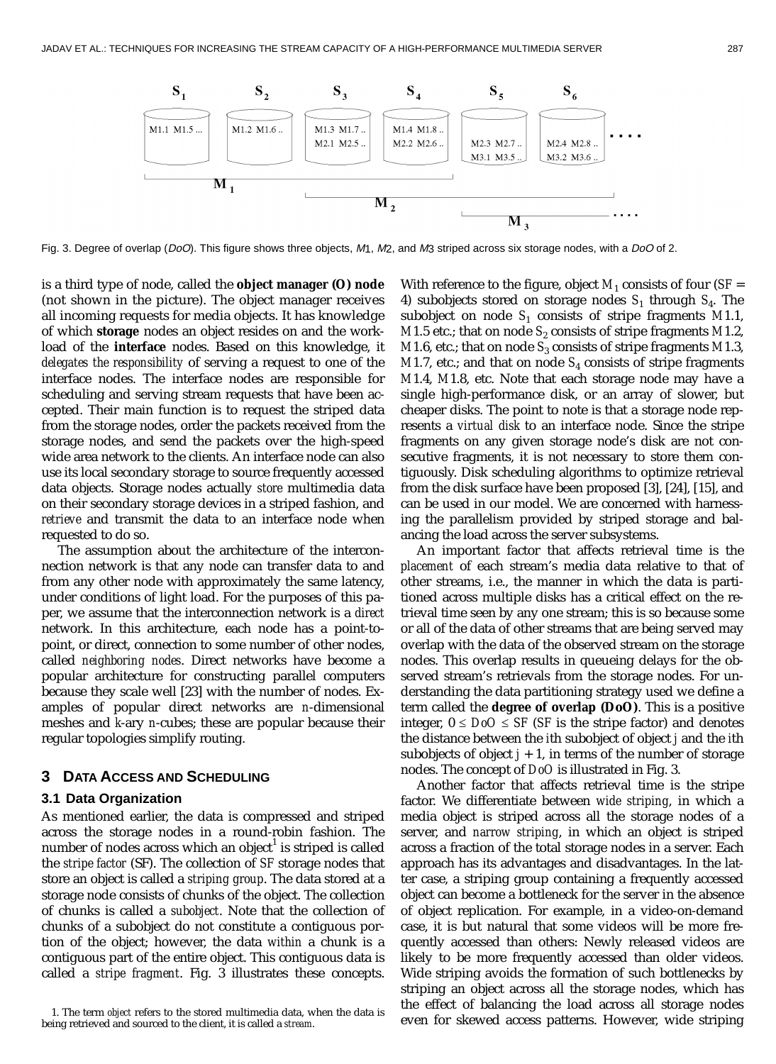S1 S2 S3 S4 S5 S6

M1.1 M1.5 ...

M1.2 M1.6 ..

M1.3 M1.7 .. M2.1 M2.5 ..

M1.4 M1.8 .. M2.2 M2.6 ..

M2.3 M2.7 .. M3.1 M3.5 ..

M2.4 M2.8 .. M3.2 M3.6 ..

. . . .

M 1

M 2

M 3

Fig. 3. Degree of overlap (*DoO*). This figure shows three objects, *M*1, *M*2, and *M*3 striped across six storage nodes, with a *DoO* of 2.

is a third type of node, called the **object manager (O) node** (not shown in the picture). The object manager receives all incoming requests for media objects. It has knowledge of which **storage** nodes an object resides on and the workload of the **interface** nodes. Based on this knowledge, it *delegates the responsibility* of serving a request to one of the interface nodes. The interface nodes are responsible for scheduling and serving stream requests that have been accepted. Their main function is to request the striped data from the storage nodes, order the packets received from the storage nodes, and send the packets over the high-speed wide area network to the clients. An interface node can also use its local secondary storage to source frequently accessed data objects. Storage nodes actually *store* multimedia data on their secondary storage devices in a striped fashion, and *retrieve* and transmit the data to an interface node when requested to do so.

The assumption about the architecture of the interconnection network is that any node can transfer data to and from any other node with approximately the same latency, under conditions of light load. For the purposes of this paper, we assume that the interconnection network is a *direct* network. In this architecture, each node has a point-to-point, or direct, connection to some number of other nodes, called *neighboring nodes*. Direct networks have become a popular architecture for constructing parallel computers because they scale well [23] with the number of nodes. Examples of popular direct networks are *n*-dimensional meshes and *k*-ary *n*-cubes; these are popular because their regular topologies simplify routing.

## 3 Data Access and Scheduling

### 3.1 Data Organization

As mentioned earlier, the data is compressed and striped across the storage nodes in a round-robin fashion. The number of nodes across which an object[1] is striped is called the *stripe factor* (SF). The collection of *SF* storage nodes that store an object is called a *striping group*. The data stored at a storage node consists of chunks of the object. The collection of chunks is called a *subobject*. Note that the collection of chunks of a subobject do not constitute a contiguous portion of the object; however, the data *within* a chunk is a contiguous part of the entire object. This contiguous data is called a *stripe fragment*. Fig. 3 illustrates these concepts. With reference to the figure, object $M_1$ consists of four ($SF = 4$) subobjects stored on storage nodes $S_1$ through $S_4$. The subobject on node $S_1$ consists of stripe fragments *M*1.1, *M*1.5 etc.; that on node $S_2$ consists of stripe fragments *M*1.2, *M*1.6, etc.; that on node $S_3$ consists of stripe fragments *M*1.3, *M*1.7, etc.; and that on node $S_4$ consists of stripe fragments *M*1.4, *M*1.8, etc. Note that each storage node may have a single high-performance disk, or an array of slower, but cheaper disks. The point to note is that a storage node represents a *virtual disk* to an interface node. Since the stripe fragments on any given storage node's disk are not consecutive fragments, it is not necessary to store them contiguously. Disk scheduling algorithms to optimize retrieval from the disk surface have been proposed [3], [24], [15], and can be used in our model. We are concerned with harnessing the parallelism provided by striped storage and balancing the load across the server subsystems.

An important factor that affects retrieval time is the *placement* of each stream's media data relative to that of other streams, i.e., the manner in which the data is partitioned across multiple disks has a critical effect on the retrieval time seen by any one stream; this is so because some or all of the data of other streams that are being served may overlap with the data of the observed stream on the storage nodes. This overlap results in queueing delays for the observed stream's retrievals from the storage nodes. For understanding the data partitioning strategy used we define a term called the **degree of overlap (DoO)**. This is a positive integer, $0 \leq DoO \leq SF$ (*SF* is the stripe factor) and denotes the distance between the *i*th subobject of object *j* and the *i*th subobjects of object $j + 1$, in terms of the number of storage nodes. The concept of *DoO* is illustrated in Fig. 3.

Another factor that affects retrieval time is the stripe factor. We differentiate between *wide striping*, in which a media object is striped across all the storage nodes of a server, and *narrow striping*, in which an object is striped across a fraction of the total storage nodes in a server. Each approach has its advantages and disadvantages. In the latter case, a striping group containing a frequently accessed object can become a bottleneck for the server in the absence of object replication. For example, in a video-on-demand case, it is but natural that some videos will be more frequently accessed than others: Newly released videos are likely to be more frequently accessed than older videos. Wide striping avoids the formation of such bottlenecks by striping an object across all the storage nodes, which has the effect of balancing the load across all storage nodes even for skewed access patterns. However, wide striping

1. The term *object* refers to the stored multimedia data, when the data is being retrieved and sourced to the client, it is called a *stream*.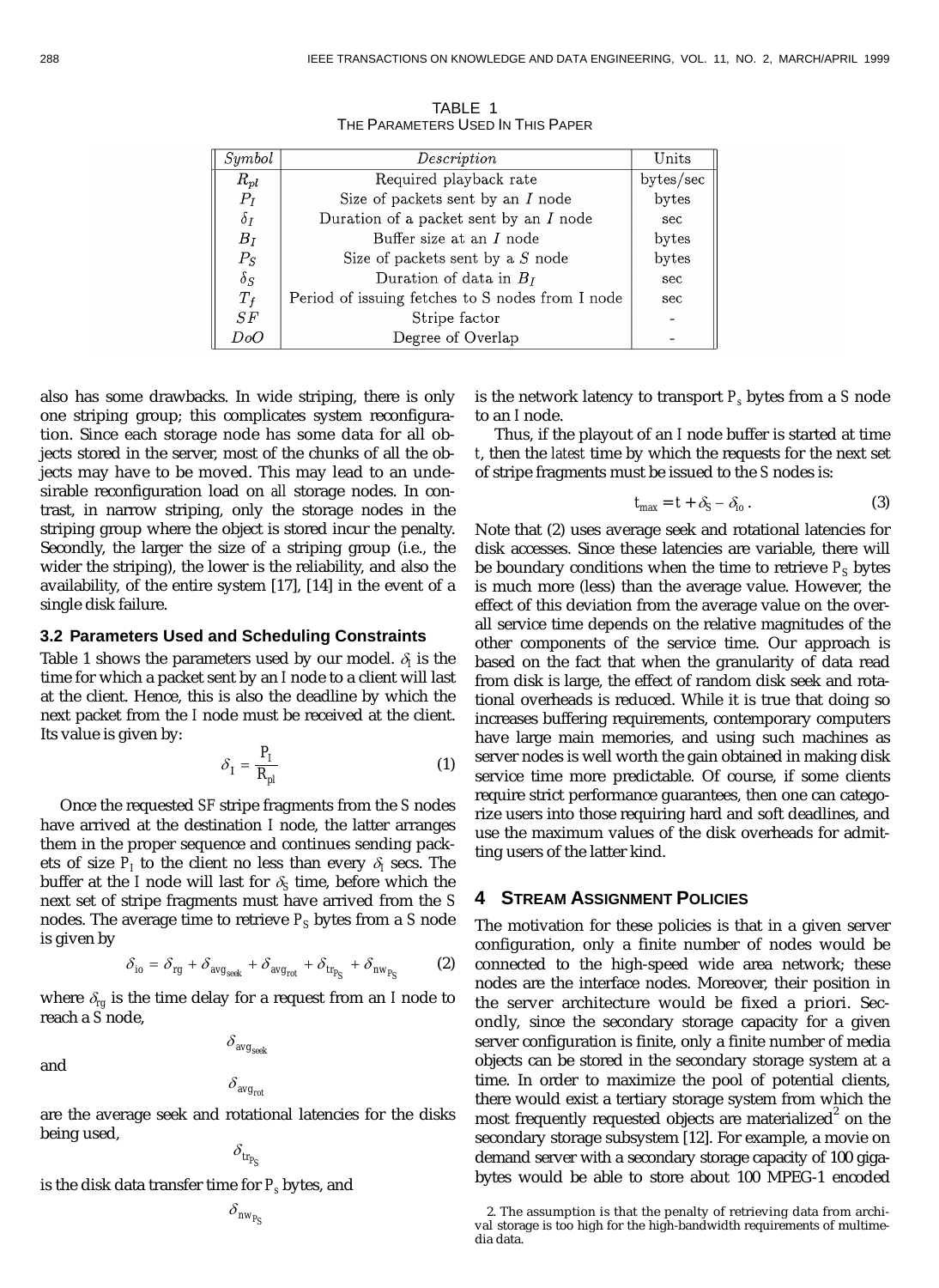TABLE 1
THE PARAMETERS USED IN THIS PAPER

| Symbol | Description | Units |
|---|---|---|
| $R_{pl}$ | Required playback rate | bytes/sec |
| $P_I$ | Size of packets sent by an $I$ node | bytes |
| $\delta_I$ | Duration of a packet sent by an $I$ node | sec |
| $B_I$ | Buffer size at an $I$ node | bytes |
| $P_S$ | Size of packets sent by a $S$ node | bytes |
| $\delta_S$ | Duration of data in $B_I$ | sec |
| $T_f$ | Period of issuing fetches to S nodes from I node | sec |
| $SF$ | Stripe factor | - |
| $DoO$ | Degree of Overlap | - |

also has some drawbacks. In wide striping, there is only one striping group; this complicates system reconfiguration. Since each storage node has some data for all objects stored in the server, most of the chunks of all the objects may have to be moved. This may lead to an undesirable reconfiguration load on *all* storage nodes. In contrast, in narrow striping, only the storage nodes in the striping group where the object is stored incur the penalty. Secondly, the larger the size of a striping group (i.e., the wider the striping), the lower is the reliability, and also the availability, of the entire system [17], [14] in the event of a single disk failure.

### 3.2 Parameters Used and Scheduling Constraints

Table 1 shows the parameters used by our model. $\delta_I$ is the time for which a packet sent by an *I* node to a client will last at the client. Hence, this is also the deadline by which the next packet from the *I* node must be received at the client. Its value is given by:

$$\delta_I = \frac{P_I}{R_{pl}} \tag{1}$$

Once the requested *SF* stripe fragments from the *S* nodes have arrived at the destination *I* node, the latter arranges them in the proper sequence and continues sending packets of size $P_I$ to the client no less than every $\delta_I$ secs. The buffer at the *I* node will last for $\delta_S$ time, before which the next set of stripe fragments must have arrived from the *S* nodes. The average time to retrieve $P_S$ bytes from a *S* node is given by

$$\delta_{io} = \delta_{rg} + \delta_{avg_{seek}} + \delta_{avg_{rot}} + \delta_{tr_{P_S}} + \delta_{nw_{P_S}} \tag{2}$$

where $\delta_{rg}$ is the time delay for a request from an *I* node to reach a *S* node,

$$\delta_{avg_{seek}}$$

and

$$\delta_{avg_{rot}}$$

are the average seek and rotational latencies for the disks being used,

$$\delta_{tr_{P_S}}$$

is the disk data transfer time for $P_s$ bytes, and

$$\delta_{nw_{P_S}}$$

is the network latency to transport $P_s$ bytes from a *S* node to an *I* node.

Thus, if the playout of an *I* node buffer is started at time *t*, then the *latest* time by which the requests for the next set of stripe fragments must be issued to the *S* nodes is:

$$t_{max} = t + \delta_S - \delta_{io}. \tag{3}$$

Note that (2) uses average seek and rotational latencies for disk accesses. Since these latencies are variable, there will be boundary conditions when the time to retrieve $P_S$ bytes is much more (less) than the average value. However, the effect of this deviation from the average value on the overall service time depends on the relative magnitudes of the other components of the service time. Our approach is based on the fact that when the granularity of data read from disk is large, the effect of random disk seek and rotational overheads is reduced. While it is true that doing so increases buffering requirements, contemporary computers have large main memories, and using such machines as server nodes is well worth the gain obtained in making disk service time more predictable. Of course, if some clients require strict performance guarantees, then one can categorize users into those requiring hard and soft deadlines, and use the maximum values of the disk overheads for admitting users of the latter kind.

## 4 STREAM ASSIGNMENT POLICIES

The motivation for these policies is that in a given server configuration, only a finite number of nodes would be connected to the high-speed wide area network; these nodes are the interface nodes. Moreover, their position in the server architecture would be fixed a priori. Secondly, since the secondary storage capacity for a given server configuration is finite, only a finite number of media objects can be stored in the secondary storage system at a time. In order to maximize the pool of potential clients, there would exist a tertiary storage system from which the most frequently requested objects are materialized[2] on the secondary storage subsystem [12]. For example, a movie on demand server with a secondary storage capacity of 100 gigabytes would be able to store about 100 MPEG-1 encoded

2. The assumption is that the penalty of retrieving data from archival storage is too high for the high-bandwidth requirements of multimedia data.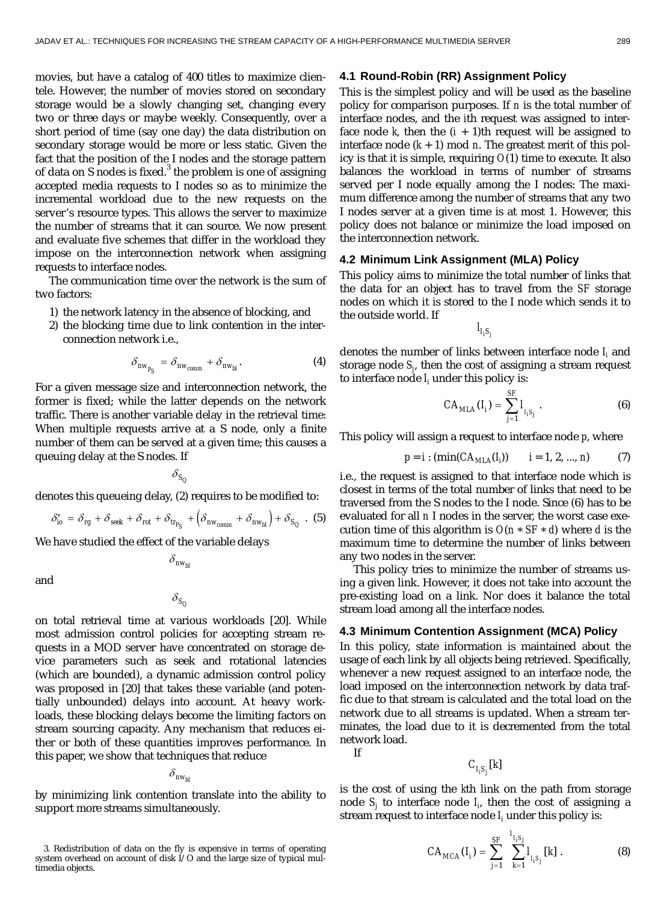movies, but have a catalog of 400 titles to maximize clientele. However, the number of movies stored on secondary storage would be a slowly changing set, changing every two or three days or maybe weekly. Consequently, over a short period of time (say one day) the data distribution on secondary storage would be more or less static. Given the fact that the position of the I nodes and the storage pattern of data on S nodes is fixed,[3] the problem is one of assigning accepted media requests to I nodes so as to minimize the incremental workload due to the new requests on the server's resource types. This allows the server to maximize the number of streams that it can source. We now present and evaluate five schemes that differ in the workload they impose on the interconnection network when assigning requests to interface nodes.

The communication time over the network is the sum of two factors:

1) the network latency in the absence of blocking, and
2) the blocking time due to link contention in the interconnection network i.e.,

$$\delta_{nw_{P_S}} = \delta_{nw_{comm}} + \delta_{nw_{bl}}. \tag{4}$$

For a given message size and interconnection network, the former is fixed; while the latter depends on the network traffic. There is another variable delay in the retrieval time: When multiple requests arrive at a S node, only a finite number of them can be served at a given time; this causes a queuing delay at the S nodes. If

$$\delta_{S_Q}$$

denotes this queueing delay, (2) requires to be modified to:

$$\delta'_{io} = \delta_{rg} + \delta_{seek} + \delta_{rot} + \delta_{tr_{P_S}} + \left(\delta_{nw_{comm}} + \delta_{nw_{bl}}\right) + \delta_{S_Q}. \tag{5}$$

We have studied the effect of the variable delays

$$\delta_{nw_{bl}}$$

and

$$\delta_{S_Q}$$

on total retrieval time at various workloads [20]. While most admission control policies for accepting stream requests in a MOD server have concentrated on storage device parameters such as seek and rotational latencies (which are bounded), a dynamic admission control policy was proposed in [20] that takes these variable (and potentially unbounded) delays into account. At heavy workloads, these blocking delays become the limiting factors on stream sourcing capacity. Any mechanism that reduces either or both of these quantities improves performance. In this paper, we show that techniques that reduce

$$\delta_{nw_{bl}}$$

by minimizing link contention translate into the ability to support more streams simultaneously.

3. Redistribution of data on the fly is expensive in terms of operating system overhead on account of disk I/O and the large size of typical multimedia objects.

### 4.1 Round-Robin (RR) Assignment Policy

This is the simplest policy and will be used as the baseline policy for comparison purposes. If $n$ is the total number of interface nodes, and the $i$th request was assigned to interface node $k$, then the $(i + 1)$th request will be assigned to interface node $(k + 1) \bmod n$. The greatest merit of this policy is that it is simple, requiring $O(1)$ time to execute. It also balances the workload in terms of number of streams served per I node equally among the I nodes: The maximum difference among the number of streams that any two I nodes server at a given time is at most 1. However, this policy does not balance or minimize the load imposed on the interconnection network.

### 4.2 Minimum Link Assignment (MLA) Policy

This policy aims to minimize the total number of links that the data for an object has to travel from the $SF$ storage nodes on which it is stored to the I node which sends it to the outside world. If

$$l_{I_i S_j}$$

denotes the number of links between interface node $I_i$ and storage node $S_j$, then the cost of assigning a stream request to interface node $I_i$ under this policy is:

$$CA_{MLA}(I_i) = \sum_{j=1}^{SF} l_{I_i S_j}. \tag{6}$$

This policy will assign a request to interface node $p$, where

$$p = i : (\min(CA_{MLA}(I_i)) \qquad i = 1, 2, ..., n) \tag{7}$$

i.e., the request is assigned to that interface node which is closest in terms of the total number of links that need to be traversed from the S nodes to the I node. Since (6) has to be evaluated for all $n$ I nodes in the server, the worst case execution time of this algorithm is $O(n * SF * d)$ where $d$ is the maximum time to determine the number of links between any two nodes in the server.

This policy tries to minimize the number of streams using a given link. However, it does not take into account the pre-existing load on a link. Nor does it balance the total stream load among all the interface nodes.

### 4.3 Minimum Contention Assignment (MCA) Policy

In this policy, state information is maintained about the usage of each link by all objects being retrieved. Specifically, whenever a new request assigned to an interface node, the load imposed on the interconnection network by data traffic due to that stream is calculated and the total load on the network due to all streams is updated. When a stream terminates, the load due to it is decremented from the total network load.

If

$$C_{I_i S_j}[k]$$

is the cost of using the $k$th link on the path from storage node $S_j$ to interface node $I_i$, then the cost of assigning a stream request to interface node $I_i$ under this policy is:

$$CA_{MCA}(I_i) = \sum_{j=1}^{SF} \sum_{k=1}^{l_{I_i S_j}} l_{I_i S_j}[k]. \tag{8}$$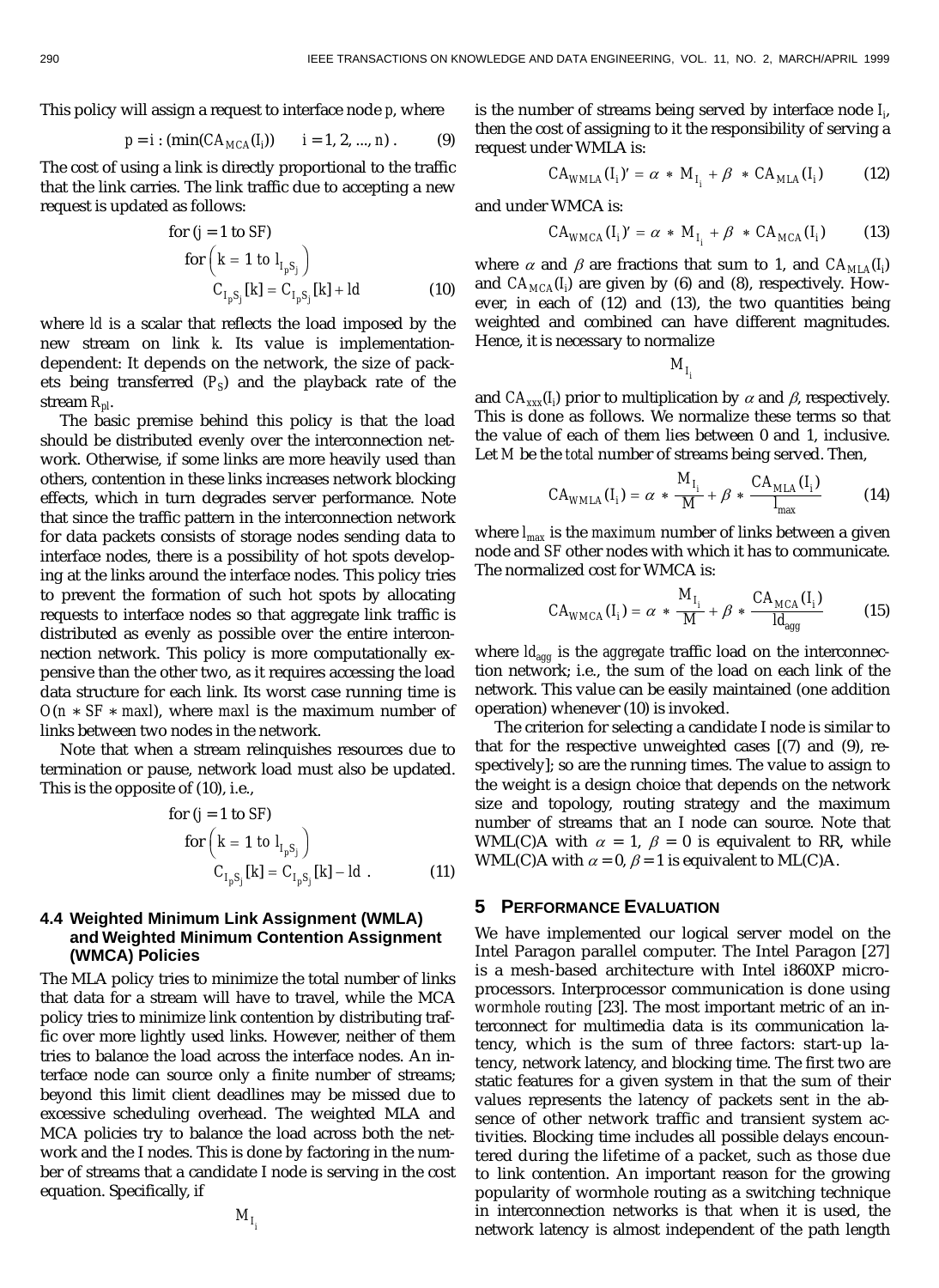This policy will assign a request to interface node $p$, where

$$p = i : (\min(CA_{MCA}(I_i)) \qquad i = 1, 2, ..., n) . \tag{9}$$

The cost of using a link is directly proportional to the traffic that the link carries. The link traffic due to accepting a new request is updated as follows:

$$\begin{aligned}
&\text{for } (j = 1 \text{ to } SF) \\
&\quad \text{for } \left(k = 1 \text{ to } l_{I_p S_j}\right) \\
&\qquad C_{I_p S_j}[k] = C_{I_p S_j}[k] + ld
\end{aligned} \tag{10}$$

where $ld$ is a scalar that reflects the load imposed by the new stream on link $k$. Its value is implementation-dependent: It depends on the network, the size of packets being transferred ($P_S$) and the playback rate of the stream $R_{pl}$.

The basic premise behind this policy is that the load should be distributed evenly over the interconnection network. Otherwise, if some links are more heavily used than others, contention in these links increases network blocking effects, which in turn degrades server performance. Note that since the traffic pattern in the interconnection network for data packets consists of storage nodes sending data to interface nodes, there is a possibility of hot spots developing at the links around the interface nodes. This policy tries to prevent the formation of such hot spots by allocating requests to interface nodes so that aggregate link traffic is distributed as evenly as possible over the entire interconnection network. This policy is more computationally expensive than the other two, as it requires accessing the load data structure for each link. Its worst case running time is $O(n * SF * maxl)$, where $maxl$ is the maximum number of links between two nodes in the network.

Note that when a stream relinquishes resources due to termination or pause, network load must also be updated. This is the opposite of (10), i.e.,

$$\begin{aligned}
&\text{for } (j = 1 \text{ to } SF) \\
&\quad \text{for } \left(k = 1 \text{ to } l_{I_p S_j}\right) \\
&\qquad C_{I_p S_j}[k] = C_{I_p S_j}[k] - ld \; .
\end{aligned} \tag{11}$$

### 4.4 Weighted Minimum Link Assignment (WMLA) and Weighted Minimum Contention Assignment (WMCA) Policies

The MLA policy tries to minimize the total number of links that data for a stream will have to travel, while the MCA policy tries to minimize link contention by distributing traffic over more lightly used links. However, neither of them tries to balance the load across the interface nodes. An interface node can source only a finite number of streams; beyond this limit client deadlines may be missed due to excessive scheduling overhead. The weighted MLA and MCA policies try to balance the load across both the network and the I nodes. This is done by factoring in the number of streams that a candidate I node is serving in the cost equation. Specifically, if

$$M_{I_i}$$

is the number of streams being served by interface node $I_i$, then the cost of assigning to it the responsibility of serving a request under WMLA is:

$$CA_{WMLA}(I_i)' = \alpha * M_{I_i} + \beta * CA_{MLA}(I_i) \tag{12}$$

and under WMCA is:

$$CA_{WMCA}(I_i)' = \alpha * M_{I_i} + \beta * CA_{MCA}(I_i) \tag{13}$$

where $\alpha$ and $\beta$ are fractions that sum to 1, and $CA_{MLA}(I_i)$ and $CA_{MCA}(I_i)$ are given by (6) and (8), respectively. However, in each of (12) and (13), the two quantities being weighted and combined can have different magnitudes. Hence, it is necessary to normalize

$$M_{I_i}$$

and $CA_{xxx}(I_i)$ prior to multiplication by $\alpha$ and $\beta$, respectively. This is done as follows. We normalize these terms so that the value of each of them lies between 0 and 1, inclusive. Let $M$ be the *total* number of streams being served. Then,

$$CA_{WMLA}(I_i) = \alpha * \frac{M_{I_i}}{M} + \beta * \frac{CA_{MLA}(I_i)}{l_{max}} \tag{14}$$

where $l_{max}$ is the *maximum* number of links between a given node and $SF$ other nodes with which it has to communicate. The normalized cost for WMCA is:

$$CA_{WMCA}(I_i) = \alpha * \frac{M_{I_i}}{M} + \beta * \frac{CA_{MCA}(I_i)}{ld_{agg}} \tag{15}$$

where $ld_{agg}$ is the *aggregate* traffic load on the interconnection network; i.e., the sum of the load on each link of the network. This value can be easily maintained (one addition operation) whenever (10) is invoked.

The criterion for selecting a candidate I node is similar to that for the respective unweighted cases [(7) and (9), respectively]; so are the running times. The value to assign to the weight is a design choice that depends on the network size and topology, routing strategy and the maximum number of streams that an I node can source. Note that WML(C)A with $\alpha = 1$, $\beta = 0$ is equivalent to RR, while WML(C)A with $\alpha = 0$, $\beta = 1$ is equivalent to ML(C)A.

## 5 Performance Evaluation

We have implemented our logical server model on the Intel Paragon parallel computer. The Intel Paragon [27] is a mesh-based architecture with Intel i860XP microprocessors. Interprocessor communication is done using *wormhole routing* [23]. The most important metric of an interconnect for multimedia data is its communication latency, which is the sum of three factors: start-up latency, network latency, and blocking time. The first two are static features for a given system in that the sum of their values represents the latency of packets sent in the absence of other network traffic and transient system activities. Blocking time includes all possible delays encountered during the lifetime of a packet, such as those due to link contention. An important reason for the growing popularity of wormhole routing as a switching technique in interconnection networks is that when it is used, the network latency is almost independent of the path length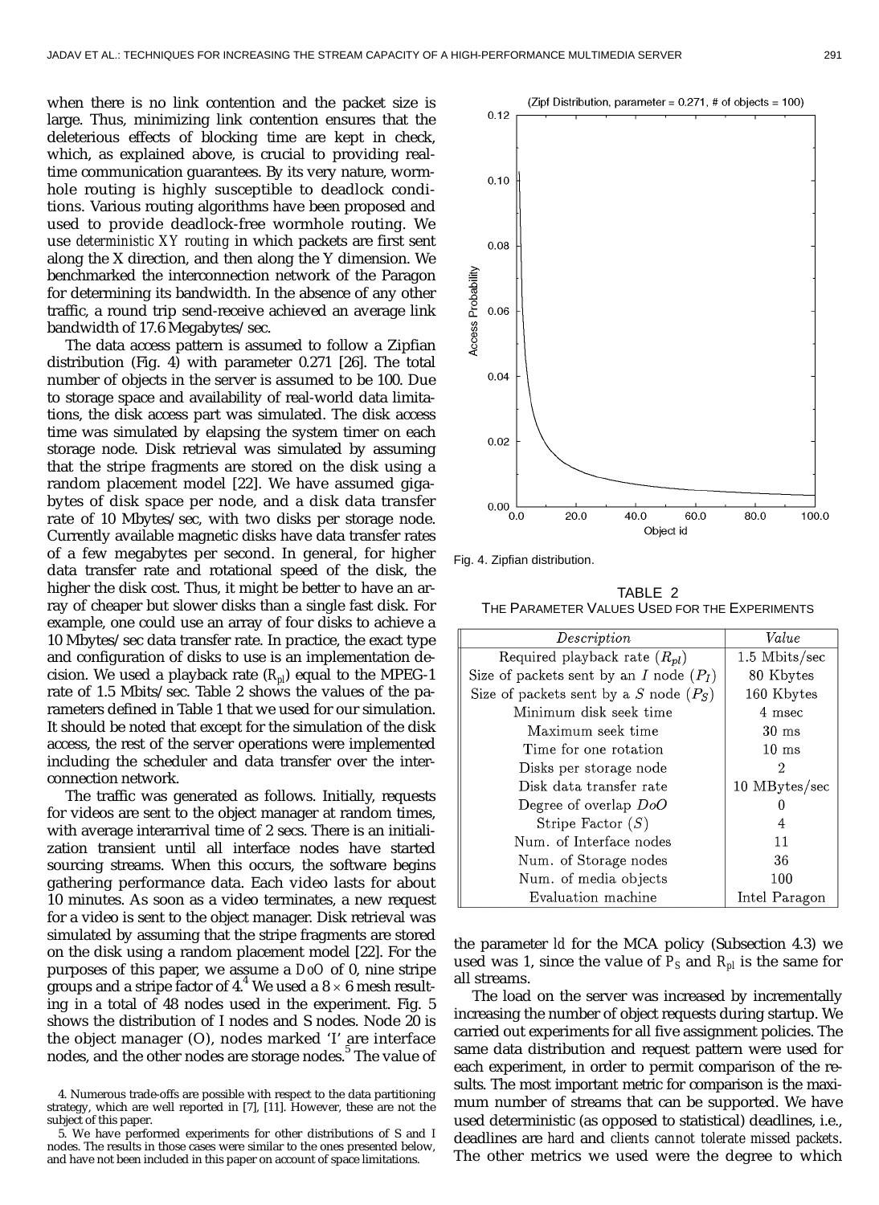when there is no link contention and the packet size is large. Thus, minimizing link contention ensures that the deleterious effects of blocking time are kept in check, which, as explained above, is crucial to providing real-time communication guarantees. By its very nature, wormhole routing is highly susceptible to deadlock conditions. Various routing algorithms have been proposed and used to provide deadlock-free wormhole routing. We use *deterministic XY routing* in which packets are first sent along the X direction, and then along the Y dimension. We benchmarked the interconnection network of the Paragon for determining its bandwidth. In the absence of any other traffic, a round trip send-receive achieved an average link bandwidth of 17.6 Megabytes/sec.

The data access pattern is assumed to follow a Zipfian distribution (Fig. 4) with parameter 0.271 [26]. The total number of objects in the server is assumed to be 100. Due to storage space and availability of real-world data limitations, the disk access part was simulated. The disk access time was simulated by elapsing the system timer on each storage node. Disk retrieval was simulated by assuming that the stripe fragments are stored on the disk using a random placement model [22]. We have assumed gigabytes of disk space per node, and a disk data transfer rate of 10 Mbytes/sec, with two disks per storage node. Currently available magnetic disks have data transfer rates of a few megabytes per second. In general, for higher data transfer rate and rotational speed of the disk, the higher the disk cost. Thus, it might be better to have an array of cheaper but slower disks than a single fast disk. For example, one could use an array of four disks to achieve a 10 Mbytes/sec data transfer rate. In practice, the exact type and configuration of disks to use is an implementation decision. We used a playback rate ($R_{pl}$) equal to the MPEG-1 rate of 1.5 Mbits/sec. Table 2 shows the values of the parameters defined in Table 1 that we used for our simulation. It should be noted that except for the simulation of the disk access, the rest of the server operations were implemented including the scheduler and data transfer over the interconnection network.

The traffic was generated as follows. Initially, requests for videos are sent to the object manager at random times, with average interarrival time of 2 secs. There is an initialization transient until all interface nodes have started sourcing streams. When this occurs, the software begins gathering performance data. Each video lasts for about 10 minutes. As soon as a video terminates, a new request for a video is sent to the object manager. Disk retrieval was simulated by assuming that the stripe fragments are stored on the disk using a random placement model [22]. For the purposes of this paper, we assume a *DoO* of 0, nine stripe groups and a stripe factor of 4.[4] We used a $8 \times 6$ mesh resulting in a total of 48 nodes used in the experiment. Fig. 5 shows the distribution of I nodes and S nodes. Node 20 is the object manager (O), nodes marked 'I' are interface nodes, and the other nodes are storage nodes.[5] The value of the parameter *ld* for the MCA policy (Subsection 4.3) we used was 1, since the value of $P_S$ and $R_{pl}$ is the same for all streams.

(Zipf Distribution, parameter = 0.271, # of objects = 100)

Fig. 4. Zipfian distribution.

TABLE 2
THE PARAMETER VALUES USED FOR THE EXPERIMENTS

| *Description* | *Value* |
|---|---|
| Required playback rate ($R_{pl}$) | 1.5 Mbits/sec |
| Size of packets sent by an $I$ node ($P_I$) | 80 Kbytes |
| Size of packets sent by a $S$ node ($P_S$) | 160 Kbytes |
| Minimum disk seek time | 4 msec |
| Maximum seek time | 30 ms |
| Time for one rotation | 10 ms |
| Disks per storage node | 2 |
| Disk data transfer rate | 10 MBytes/sec |
| Degree of overlap $DoO$ | 0 |
| Stripe Factor ($S$) | 4 |
| Num. of Interface nodes | 11 |
| Num. of Storage nodes | 36 |
| Num. of media objects | 100 |
| Evaluation machine | Intel Paragon |

The load on the server was increased by incrementally increasing the number of object requests during startup. We carried out experiments for all five assignment policies. The same data distribution and request pattern were used for each experiment, in order to permit comparison of the results. The most important metric for comparison is the maximum number of streams that can be supported. We have used deterministic (as opposed to statistical) deadlines, i.e., deadlines are *hard* and *clients cannot tolerate missed packets*. The other metrics we used were the degree to which

4. Numerous trade-offs are possible with respect to the data partitioning strategy, which are well reported in [7], [11]. However, these are not the subject of this paper.

5. We have performed experiments for other distributions of S and I nodes. The results in those cases were similar to the ones presented below, and have not been included in this paper on account of space limitations.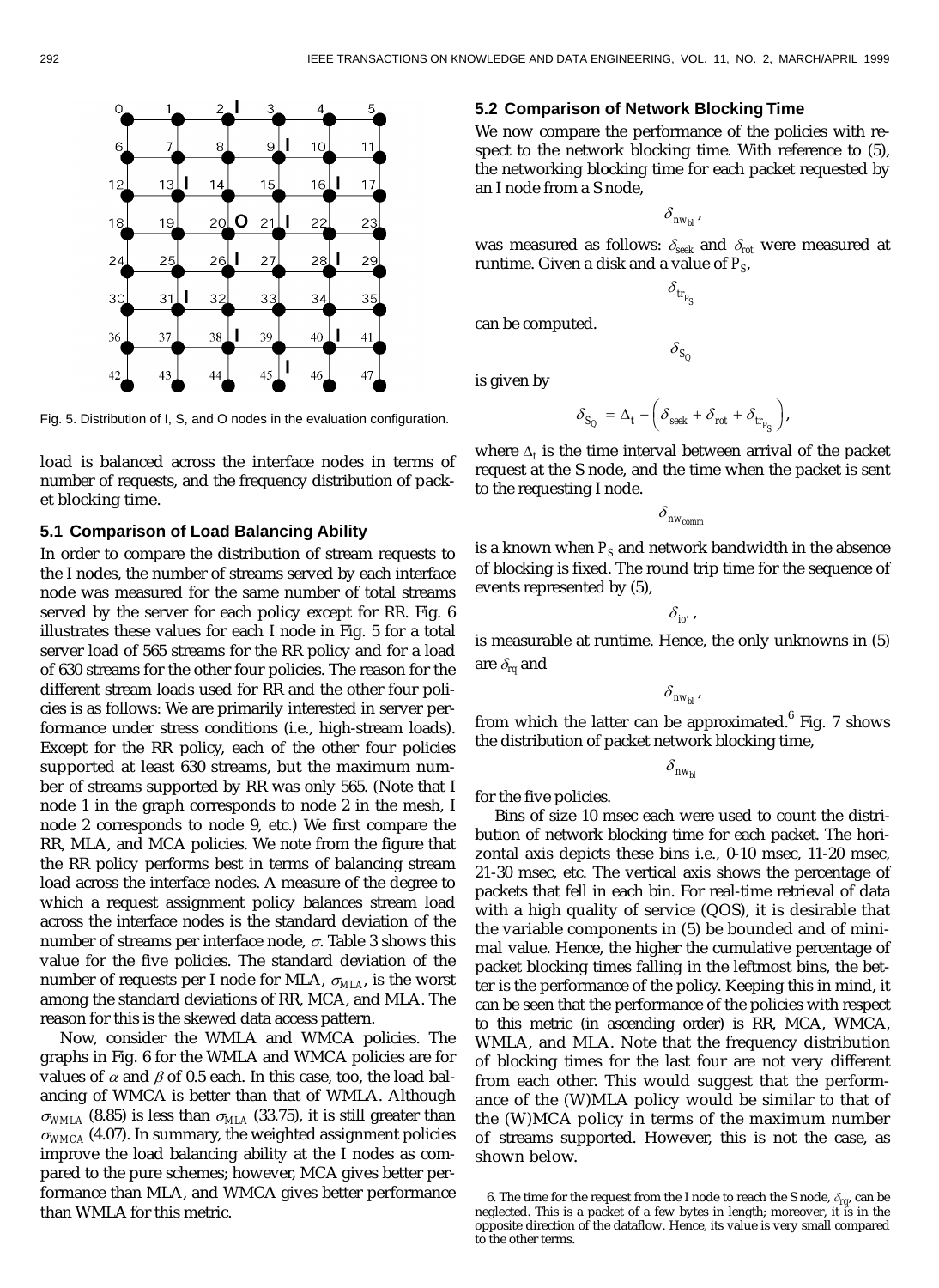Fig. 5. Distribution of I, S, and O nodes in the evaluation configuration.

load is balanced across the interface nodes in terms of number of requests, and the frequency distribution of packet blocking time.

### 5.1 Comparison of Load Balancing Ability

In order to compare the distribution of stream requests to the I nodes, the number of streams served by each interface node was measured for the same number of total streams served by the server for each policy except for RR. Fig. 6 illustrates these values for each I node in Fig. 5 for a total server load of 565 streams for the RR policy and for a load of 630 streams for the other four policies. The reason for the different stream loads used for RR and the other four policies is as follows: We are primarily interested in server performance under stress conditions (i.e., high-stream loads). Except for the RR policy, each of the other four policies supported at least 630 streams, but the maximum number of streams supported by RR was only 565. (Note that I node 1 in the graph corresponds to node 2 in the mesh, I node 2 corresponds to node 9, etc.) We first compare the RR, MLA, and MCA policies. We note from the figure that the RR policy performs best in terms of balancing stream load across the interface nodes. A measure of the degree to which a request assignment policy balances stream load across the interface nodes is the standard deviation of the number of streams per interface node, $\sigma$. Table 3 shows this value for the five policies. The standard deviation of the number of requests per I node for MLA, $\sigma_{MLA}$, is the worst among the standard deviations of RR, MCA, and MLA. The reason for this is the skewed data access pattern.

Now, consider the WMLA and WMCA policies. The graphs in Fig. 6 for the WMLA and WMCA policies are for values of $\alpha$ and $\beta$ of 0.5 each. In this case, too, the load balancing of WMCA is better than that of WMLA. Although $\sigma_{WMLA}$ (8.85) is less than $\sigma_{MLA}$ (33.75), it is still greater than $\sigma_{WMCA}$ (4.07). In summary, the weighted assignment policies improve the load balancing ability at the I nodes as compared to the pure schemes; however, MCA gives better performance than MLA, and WMCA gives better performance than WMLA for this metric.

### 5.2 Comparison of Network Blocking Time

We now compare the performance of the policies with respect to the network blocking time. With reference to (5), the networking blocking time for each packet requested by an I node from a S node,

$$\delta_{nw_{bl}},$$

was measured as follows: $\delta_{seek}$ and $\delta_{rot}$ were measured at runtime. Given a disk and a value of $P_S$,

$$\delta_{tr_{P_S}}$$

can be computed.

$$\delta_{S_Q}$$

is given by

$$\delta_{S_Q} = \Delta_t - \left( \delta_{seek} + \delta_{rot} + \delta_{tr_{P_S}} \right),$$

where $\Delta_t$ is the time interval between arrival of the packet request at the S node, and the time when the packet is sent to the requesting I node.

$$\delta_{nw_{comm}}$$

is a known when $P_S$ and network bandwidth in the absence of blocking is fixed. The round trip time for the sequence of events represented by (5),

$$\delta_{io'},$$

is measurable at runtime. Hence, the only unknowns in (5) are $\delta_{rq}$ and

$$\delta_{nw_{bl}},$$

from which the latter can be approximated.[6] Fig. 7 shows the distribution of packet network blocking time,

$$\delta_{nw_{bl}}$$

for the five policies.

Bins of size 10 msec each were used to count the distribution of network blocking time for each packet. The horizontal axis depicts these bins i.e., 0-10 msec, 11-20 msec, 21-30 msec, etc. The vertical axis shows the percentage of packets that fell in each bin. For real-time retrieval of data with a high quality of service (QOS), it is desirable that the variable components in (5) be bounded and of minimal value. Hence, the higher the cumulative percentage of packet blocking times falling in the leftmost bins, the better is the performance of the policy. Keeping this in mind, it can be seen that the performance of the policies with respect to this metric (in ascending order) is RR, MCA, WMCA, WMLA, and MLA. Note that the frequency distribution of blocking times for the last four are not very different from each other. This would suggest that the performance of the (W)MLA policy would be similar to that of the (W)MCA policy in terms of the maximum number of streams supported. However, this is not the case, as shown below.

6. The time for the request from the I node to reach the S node, $\delta_{rq}$, can be neglected. This is a packet of a few bytes in length; moreover, it is in the opposite direction of the dataflow. Hence, its value is very small compared to the other terms.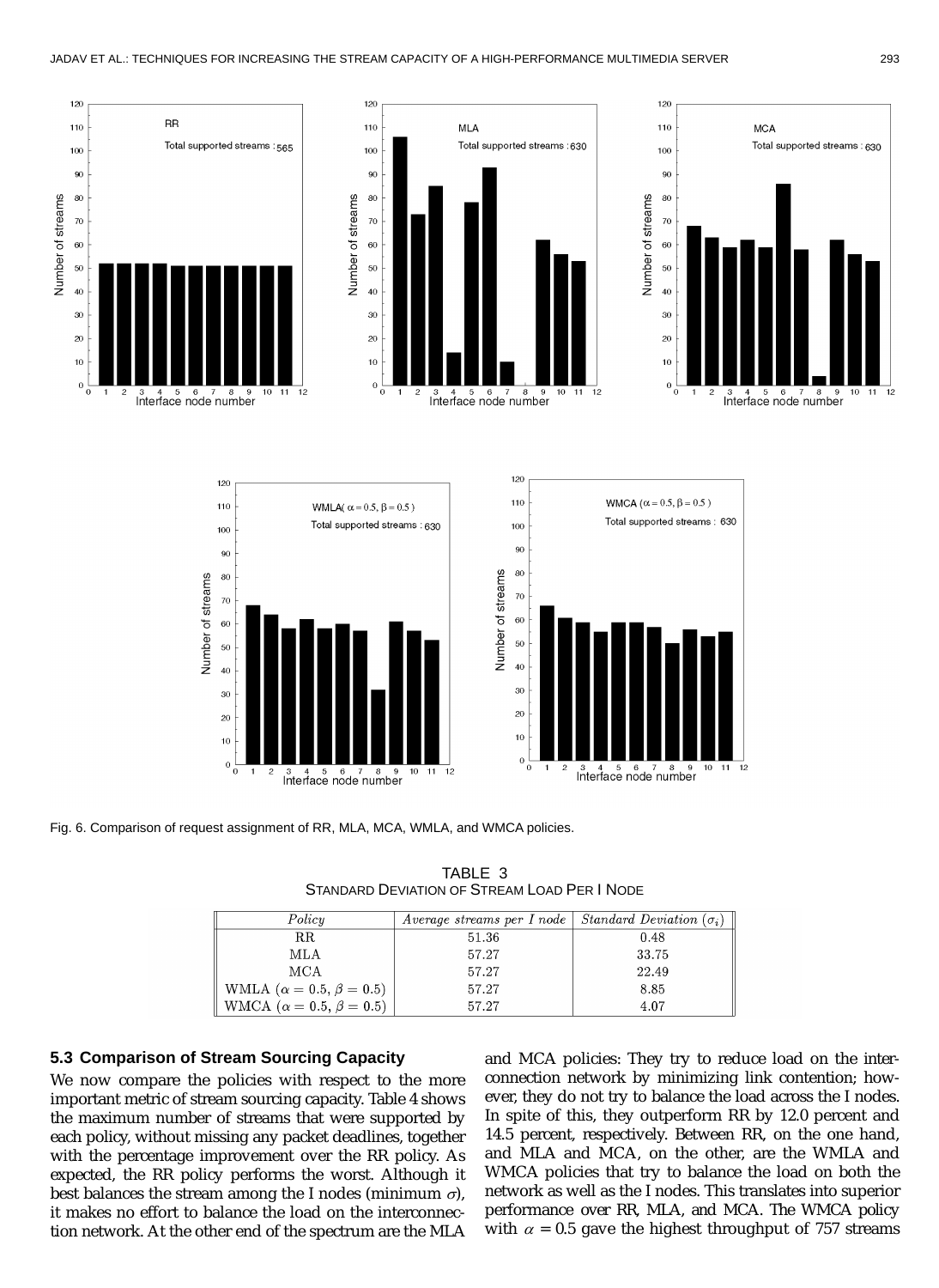Fig. 6. Comparison of request assignment of RR, MLA, MCA, WMLA, and WMCA policies.

TABLE 3
STANDARD DEVIATION OF STREAM LOAD PER I NODE

| *Policy* | *Average streams per I node* | *Standard Deviation* ($\sigma_i$) |
|---|---|---|
| RR | 51.36 | 0.48 |
| MLA | 57.27 | 33.75 |
| MCA | 57.27 | 22.49 |
| WMLA ($\alpha = 0.5$, $\beta = 0.5$) | 57.27 | 8.85 |
| WMCA ($\alpha = 0.5$, $\beta = 0.5$) | 57.27 | 4.07 |

### 5.3 Comparison of Stream Sourcing Capacity

We now compare the policies with respect to the more important metric of stream sourcing capacity. Table 4 shows the maximum number of streams that were supported by each policy, without missing any packet deadlines, together with the percentage improvement over the RR policy. As expected, the RR policy performs the worst. Although it best balances the stream among the I nodes (minimum $\sigma$), it makes no effort to balance the load on the interconnection network. At the other end of the spectrum are the MLA and MCA policies: They try to reduce load on the interconnection network by minimizing link contention; however, they do not try to balance the load across the I nodes. In spite of this, they outperform RR by 12.0 percent and 14.5 percent, respectively. Between RR, on the one hand, and MLA and MCA, on the other, are the WMLA and WMCA policies that try to balance the load on both the network as well as the I nodes. This translates into superior performance over RR, MLA, and MCA. The WMCA policy with $\alpha = 0.5$ gave the highest throughput of 757 streams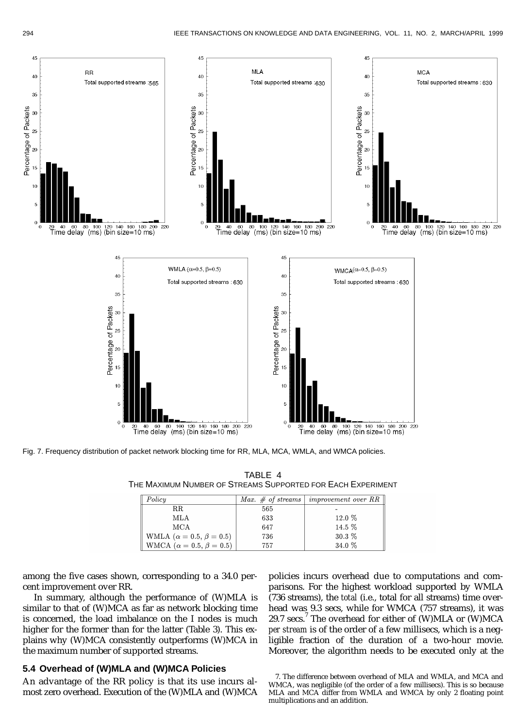Fig. 7. Frequency distribution of packet network blocking time for RR, MLA, MCA, WMLA, and WMCA policies.

TABLE 4
THE MAXIMUM NUMBER OF STREAMS SUPPORTED FOR EACH EXPERIMENT

| *Policy* | *Max. # of streams* | *improvement over RR* |
|---|---|---|
| RR | 565 | - |
| MLA | 633 | 12.0 % |
| MCA | 647 | 14.5 % |
| WMLA ($\alpha = 0.5$, $\beta = 0.5$) | 736 | 30.3 % |
| WMCA ($\alpha = 0.5$, $\beta = 0.5$) | 757 | 34.0 % |

among the five cases shown, corresponding to a 34.0 percent improvement over RR.

In summary, although the performance of (W)MLA is similar to that of (W)MCA as far as network blocking time is concerned, the load imbalance on the I nodes is much higher for the former than for the latter (Table 3). This explains why (W)MCA consistently outperforms (W)MCA in the maximum number of supported streams.

### 5.4 Overhead of (W)MLA and (W)MCA Policies

An advantage of the RR policy is that its use incurs almost zero overhead. Execution of the (W)MLA and (W)MCA policies incurs overhead due to computations and comparisons. For the highest workload supported by WMLA (736 streams), the *total* (i.e., total for all streams) time overhead was 9.3 secs, while for WMCA (757 streams), it was 29.7 secs.[7] The overhead for either of (W)MLA or (W)MCA *per stream* is of the order of a few millisecs, which is a negligible fraction of the duration of a two-hour movie. Moreover, the algorithm needs to be executed only at the

7. The difference between overhead of MLA and WMLA, and MCA and WMCA, was negligible (of the order of a few millisecs). This is so because MLA and MCA differ from WMLA and WMCA by only 2 floating point multiplications and an addition.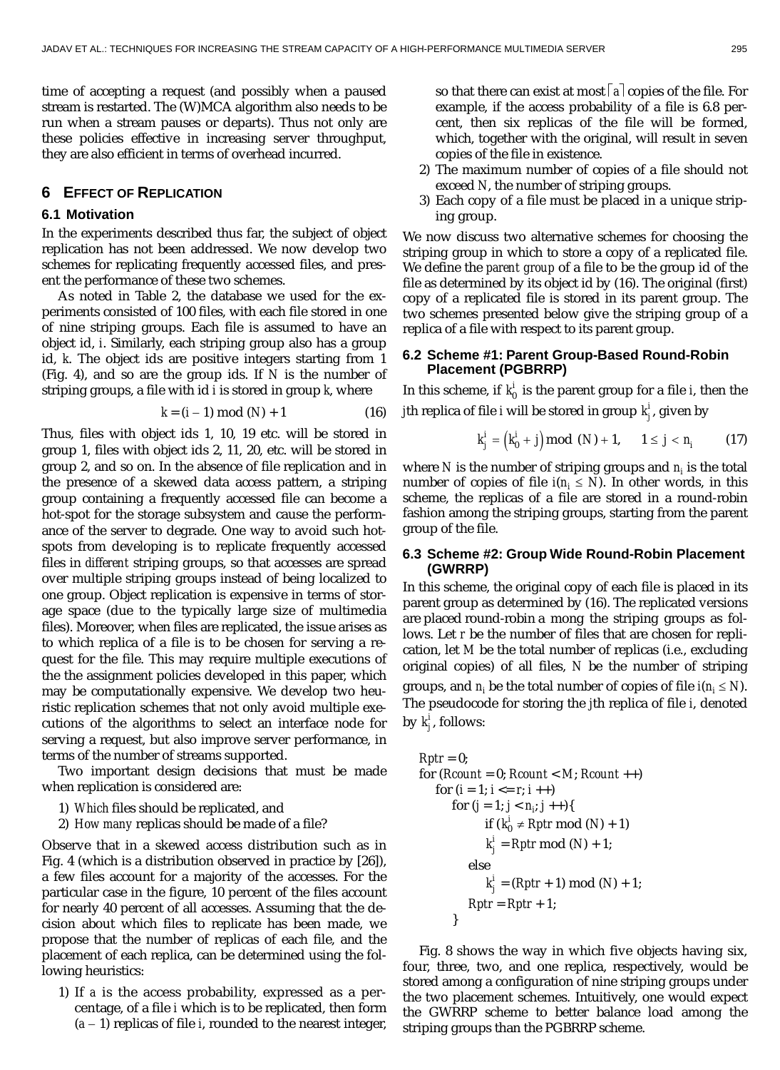time of accepting a request (and possibly when a paused stream is restarted. The (W)MCA algorithm also needs to be run when a stream pauses or departs). Thus not only are these policies effective in increasing server throughput, they are also efficient in terms of overhead incurred.

## 6 Effect of Replication

### 6.1 Motivation

In the experiments described thus far, the subject of object replication has not been addressed. We now develop two schemes for replicating frequently accessed files, and present the performance of these two schemes.

As noted in Table 2, the database we used for the experiments consisted of 100 files, with each file stored in one of nine striping groups. Each file is assumed to have an object id, *i*. Similarly, each striping group also has a group id, *k*. The object ids are positive integers starting from 1 (Fig. 4), and so are the group ids. If *N* is the number of striping groups, a file with id *i* is stored in group *k*, where

$$k = (i - 1) \bmod (N) + 1 \tag{16}$$

Thus, files with object ids 1, 10, 19 etc. will be stored in group 1, files with object ids 2, 11, 20, etc. will be stored in group 2, and so on. In the absence of file replication and in the presence of a skewed data access pattern, a striping group containing a frequently accessed file can become a hot-spot for the storage subsystem and cause the performance of the server to degrade. One way to avoid such hotspots from developing is to replicate frequently accessed files in *different* striping groups, so that accesses are spread over multiple striping groups instead of being localized to one group. Object replication is expensive in terms of storage space (due to the typically large size of multimedia files). Moreover, when files are replicated, the issue arises as to which replica of a file is to be chosen for serving a request for the file. This may require multiple executions of the the assignment policies developed in this paper, which may be computationally expensive. We develop two heuristic replication schemes that not only avoid multiple executions of the algorithms to select an interface node for serving a request, but also improve server performance, in terms of the number of streams supported.

Two important design decisions that must be made when replication is considered are:

1) *Which* files should be replicated, and
2) *How many* replicas should be made of a file?

Observe that in a skewed access distribution such as in Fig. 4 (which is a distribution observed in practice by [26]), a few files account for a majority of the accesses. For the particular case in the figure, 10 percent of the files account for nearly 40 percent of all accesses. Assuming that the decision about which files to replicate has been made, we propose that the number of replicas of each file, and the placement of each replica, can be determined using the following heuristics:

1) If *a* is the access probability, expressed as a percentage, of a file *i* which is to be replicated, then form $(a - 1)$ replicas of file *i*, rounded to the nearest integer, so that there can exist at most $\lceil a \rceil$ copies of the file. For example, if the access probability of a file is 6.8 percent, then six replicas of the file will be formed, which, together with the original, will result in seven copies of the file in existence.
2) The maximum number of copies of a file should not exceed *N*, the number of striping groups.
3) Each copy of a file must be placed in a unique striping group.

We now discuss two alternative schemes for choosing the striping group in which to store a copy of a replicated file. We define the *parent group* of a file to be the group id of the file as determined by its object id by (16). The original (first) copy of a replicated file is stored in its parent group. The two schemes presented below give the striping group of a replica of a file with respect to its parent group.

### 6.2 Scheme #1: Parent Group-Based Round-Robin Placement (PGBRRP)

In this scheme, if $k_0^i$ is the parent group for a file *i*, then the *j*th replica of file *i* will be stored in group $k_j^i$, given by

$$k_j^i = \left(k_0^i + j\right) \bmod (N) + 1, \quad 1 \le j < n_i \tag{17}$$

where *N* is the number of striping groups and $n_i$ is the total number of copies of file $i(n_i \le N)$. In other words, in this scheme, the replicas of a file are stored in a round-robin fashion among the striping groups, starting from the parent group of the file.

### 6.3 Scheme #2: Group Wide Round-Robin Placement (GWRRP)

In this scheme, the original copy of each file is placed in its parent group as determined by (16). The replicated versions are placed round-robin a mong the striping groups as follows. Let *r* be the number of files that are chosen for replication, let *M* be the total number of replicas (i.e., excluding original copies) of all files, *N* be the number of striping groups, and $n_i$ be the total number of copies of file $i(n_i \le N)$. The pseudocode for storing the *j*th replica of file *i*, denoted by $k_j^i$, follows:

```
Rptr = 0;
for (Rcount = 0; Rcount < M; Rcount ++)
    for (i = 1; i <= r; i ++)
        for (j = 1; j < n_i; j ++){
            if (k_0^i ≠ Rptr mod (N) + 1)
                k_j^i = Rptr mod (N) + 1;
            else
                k_j^i = (Rptr + 1) mod (N) + 1;
            Rptr = Rptr + 1;
        }
```

Fig. 8 shows the way in which five objects having six, four, three, two, and one replica, respectively, would be stored among a configuration of nine striping groups under the two placement schemes. Intuitively, one would expect the GWRRP scheme to better balance load among the striping groups than the PGBRRP scheme.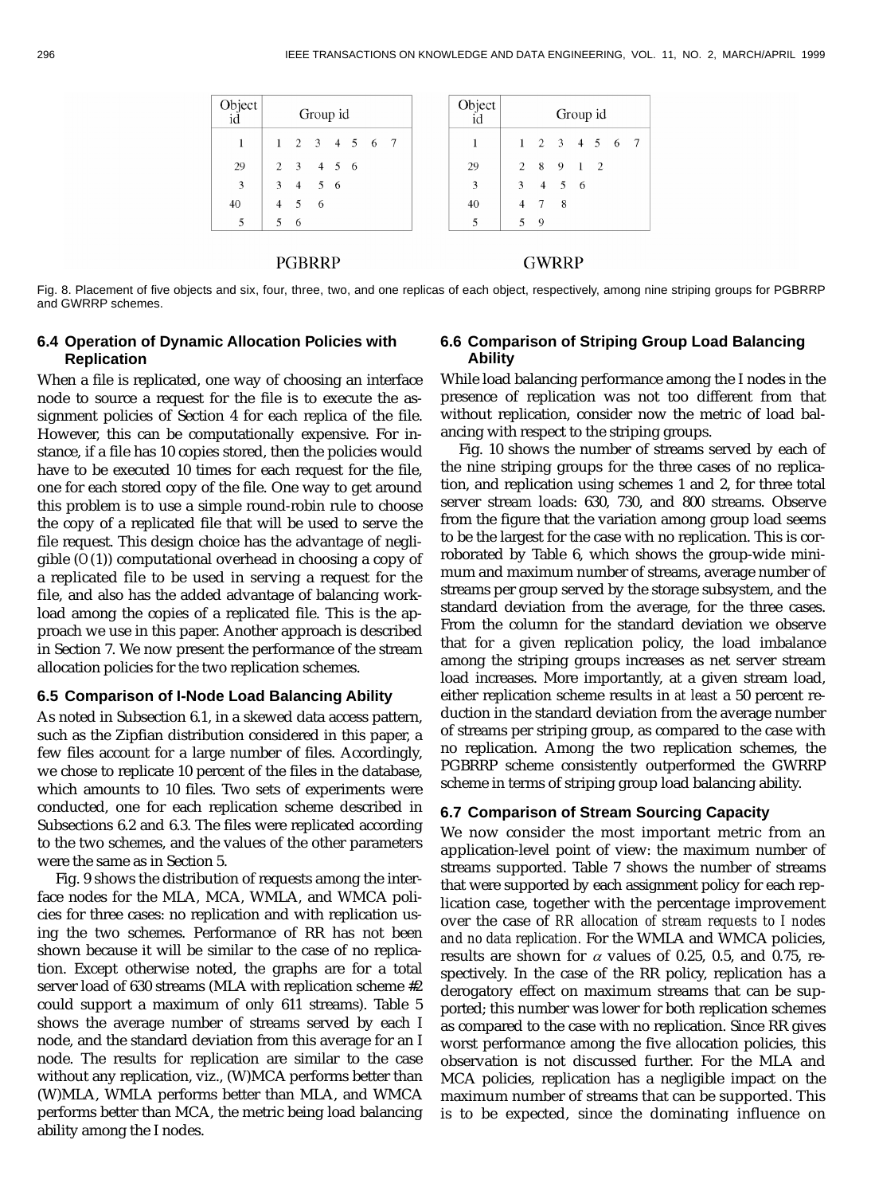| Object id | Group id |
|---|---|
| 1 | 1 2 3 4 5 6 7 |
| 29 | 2 3 4 5 6 |
| 3 | 3 4 5 6 |
| 40 | 4 5 6 |
| 5 | 5 6 |

PGBRRP

| Object id | Group id |
|---|---|
| 1 | 1 2 3 4 5 6 7 |
| 29 | 2 8 9 1 2 |
| 3 | 3 4 5 6 |
| 40 | 4 7 8 |
| 5 | 5 9 |

GWRRP

Fig. 8. Placement of five objects and six, four, three, two, and one replicas of each object, respectively, among nine striping groups for PGBRRP and GWRRP schemes.

### 6.4 Operation of Dynamic Allocation Policies with Replication

When a file is replicated, one way of choosing an interface node to source a request for the file is to execute the assignment policies of Section 4 for each replica of the file. However, this can be computationally expensive. For instance, if a file has 10 copies stored, then the policies would have to be executed 10 times for each request for the file, one for each stored copy of the file. One way to get around this problem is to use a simple round-robin rule to choose the copy of a replicated file that will be used to serve the file request. This design choice has the advantage of negligible ($O(1)$) computational overhead in choosing a copy of a replicated file to be used in serving a request for the file, and also has the added advantage of balancing workload among the copies of a replicated file. This is the approach we use in this paper. Another approach is described in Section 7. We now present the performance of the stream allocation policies for the two replication schemes.

### 6.5 Comparison of I-Node Load Balancing Ability

As noted in Subsection 6.1, in a skewed data access pattern, such as the Zipfian distribution considered in this paper, a few files account for a large number of files. Accordingly, we chose to replicate 10 percent of the files in the database, which amounts to 10 files. Two sets of experiments were conducted, one for each replication scheme described in Subsections 6.2 and 6.3. The files were replicated according to the two schemes, and the values of the other parameters were the same as in Section 5.

Fig. 9 shows the distribution of requests among the interface nodes for the MLA, MCA, WMLA, and WMCA policies for three cases: no replication and with replication using the two schemes. Performance of RR has not been shown because it will be similar to the case of no replication. Except otherwise noted, the graphs are for a total server load of 630 streams (MLA with replication scheme #2 could support a maximum of only 611 streams). Table 5 shows the average number of streams served by each I node, and the standard deviation from this average for an I node. The results for replication are similar to the case without any replication, viz., (W)MCA performs better than (W)MLA, WMLA performs better than MLA, and WMCA performs better than MCA, the metric being load balancing ability among the I nodes.

### 6.6 Comparison of Striping Group Load Balancing Ability

While load balancing performance among the I nodes in the presence of replication was not too different from that without replication, consider now the metric of load balancing with respect to the striping groups.

Fig. 10 shows the number of streams served by each of the nine striping groups for the three cases of no replication, and replication using schemes 1 and 2, for three total server stream loads: 630, 730, and 800 streams. Observe from the figure that the variation among group load seems to be the largest for the case with no replication. This is corroborated by Table 6, which shows the group-wide minimum and maximum number of streams, average number of streams per group served by the storage subsystem, and the standard deviation from the average, for the three cases. From the column for the standard deviation we observe that for a given replication policy, the load imbalance among the striping groups increases as net server stream load increases. More importantly, at a given stream load, either replication scheme results in *at least* a 50 percent reduction in the standard deviation from the average number of streams per striping group, as compared to the case with no replication. Among the two replication schemes, the PGBRRP scheme consistently outperformed the GWRRP scheme in terms of striping group load balancing ability.

### 6.7 Comparison of Stream Sourcing Capacity

We now consider the most important metric from an application-level point of view: the maximum number of streams supported. Table 7 shows the number of streams that were supported by each assignment policy for each replication case, together with the percentage improvement over the case of *RR allocation of stream requests to I nodes and no data replication*. For the WMLA and WMCA policies, results are shown for $\alpha$ values of 0.25, 0.5, and 0.75, respectively. In the case of the RR policy, replication has a derogatory effect on maximum streams that can be supported; this number was lower for both replication schemes as compared to the case with no replication. Since RR gives worst performance among the five allocation policies, this observation is not discussed further. For the MLA and MCA policies, replication has a negligible impact on the maximum number of streams that can be supported. This is to be expected, since the dominating influence on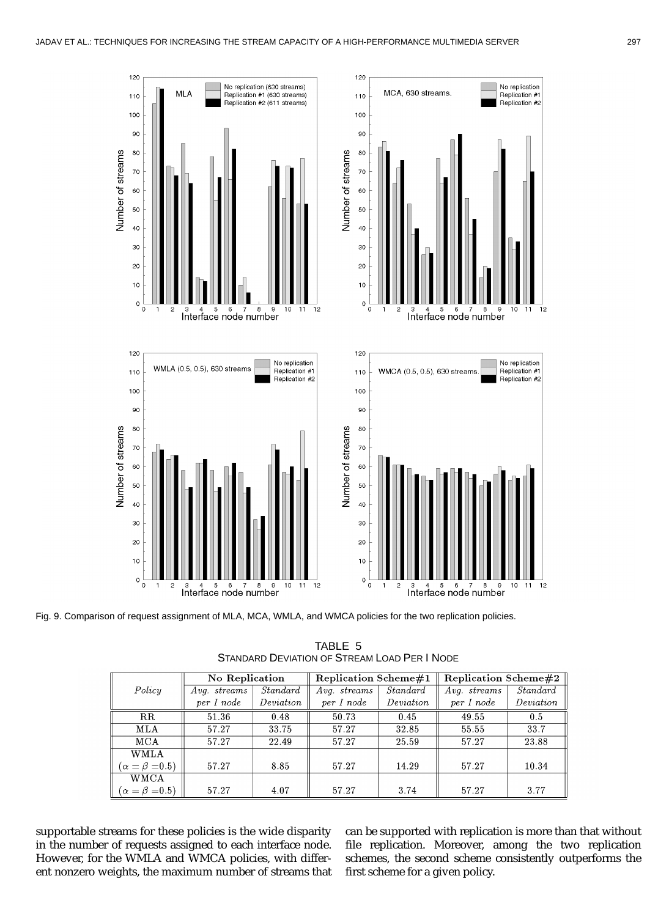Fig. 9. Comparison of request assignment of MLA, MCA, WMLA, and WMCA policies for the two replication policies.

TABLE 5
STANDARD DEVIATION OF STREAM LOAD PER I NODE

| Policy | No Replication | | Replication Scheme#1 | | Replication Scheme#2 | |
|---|---|---|---|---|---|---|
| | *Avg. streams per I node* | *Standard Deviation* | *Avg. streams per I node* | *Standard Deviation* | *Avg. streams per I node* | *Standard Deviation* |
| RR | 51.36 | 0.48 | 50.73 | 0.45 | 49.55 | 0.5 |
| MLA | 57.27 | 33.75 | 57.27 | 32.85 | 55.55 | 33.7 |
| MCA | 57.27 | 22.49 | 57.27 | 25.59 | 57.27 | 23.88 |
| WMLA ($\alpha = \beta = 0.5$) | 57.27 | 8.85 | 57.27 | 14.29 | 57.27 | 10.34 |
| WMCA ($\alpha = \beta = 0.5$) | 57.27 | 4.07 | 57.27 | 3.74 | 57.27 | 3.77 |

supportable streams for these policies is the wide disparity in the number of requests assigned to each interface node. However, for the WMLA and WMCA policies, with different nonzero weights, the maximum number of streams that can be supported with replication is more than that without file replication. Moreover, among the two replication schemes, the second scheme consistently outperforms the first scheme for a given policy.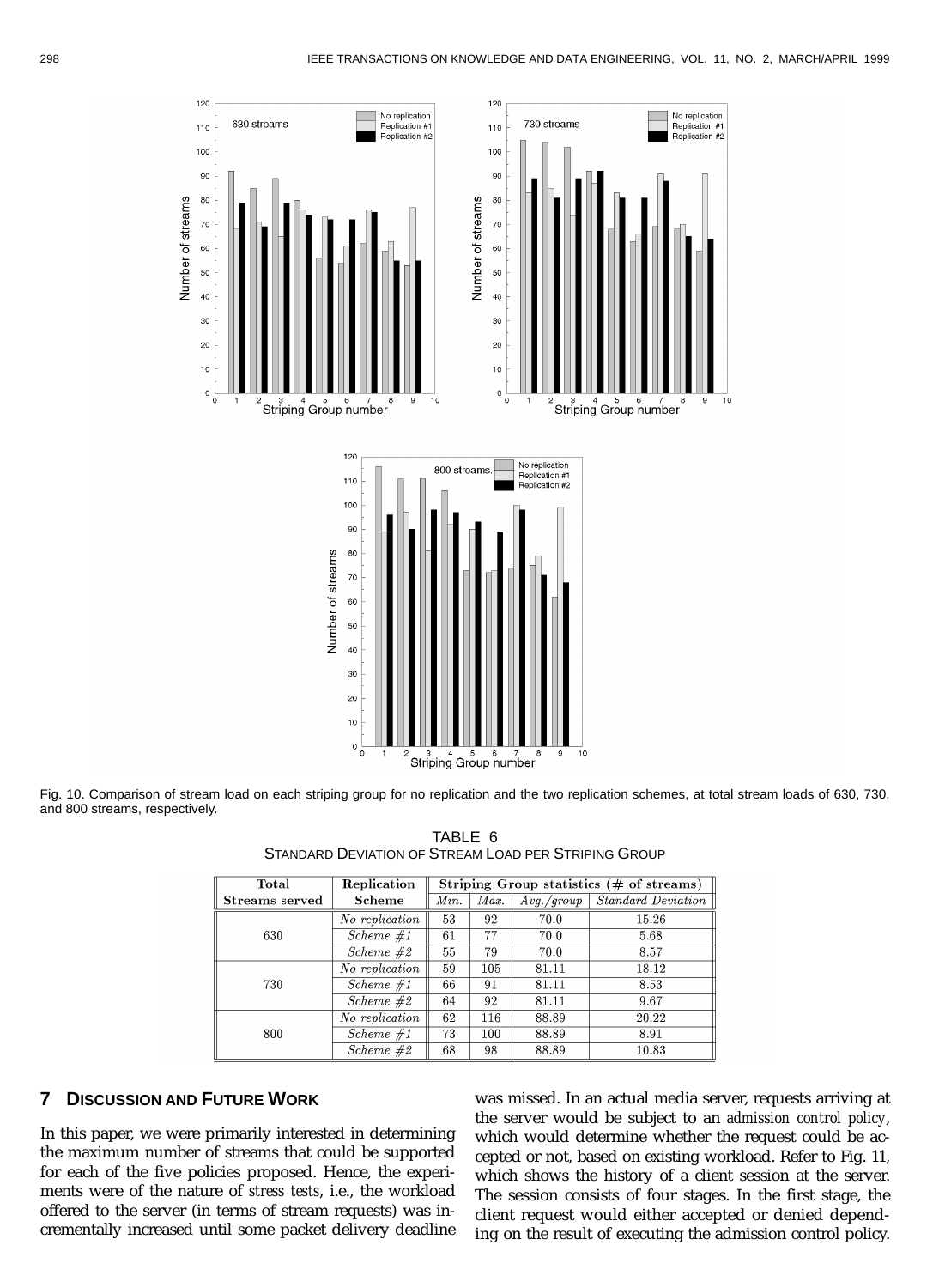Fig. 10. Comparison of stream load on each striping group for no replication and the two replication schemes, at total stream loads of 630, 730, and 800 streams, respectively.

TABLE 6
STANDARD DEVIATION OF STREAM LOAD PER STRIPING GROUP

| Total Streams served | Replication Scheme | Striping Group statistics (# of streams) | | | |
|---|---|---|---|---|---|
| | | *Min.* | *Max.* | *Avg./group* | *Standard Deviation* |
| 630 | *No replication* | 53 | 92 | 70.0 | 15.26 |
| | *Scheme #1* | 61 | 77 | 70.0 | 5.68 |
| | *Scheme #2* | 55 | 79 | 70.0 | 8.57 |
| 730 | *No replication* | 59 | 105 | 81.11 | 18.12 |
| | *Scheme #1* | 66 | 91 | 81.11 | 8.53 |
| | *Scheme #2* | 64 | 92 | 81.11 | 9.67 |
| 800 | *No replication* | 62 | 116 | 88.89 | 20.22 |
| | *Scheme #1* | 73 | 100 | 88.89 | 8.91 |
| | *Scheme #2* | 68 | 98 | 88.89 | 10.83 |

## 7 DISCUSSION AND FUTURE WORK

In this paper, we were primarily interested in determining the maximum number of streams that could be supported for each of the five policies proposed. Hence, the experiments were of the nature of *stress tests*, i.e., the workload offered to the server (in terms of stream requests) was incrementally increased until some packet delivery deadline was missed. In an actual media server, requests arriving at the server would be subject to an *admission control policy*, which would determine whether the request could be accepted or not, based on existing workload. Refer to Fig. 11, which shows the history of a client session at the server. The session consists of four stages. In the first stage, the client request would either accepted or denied depending on the result of executing the admission control policy.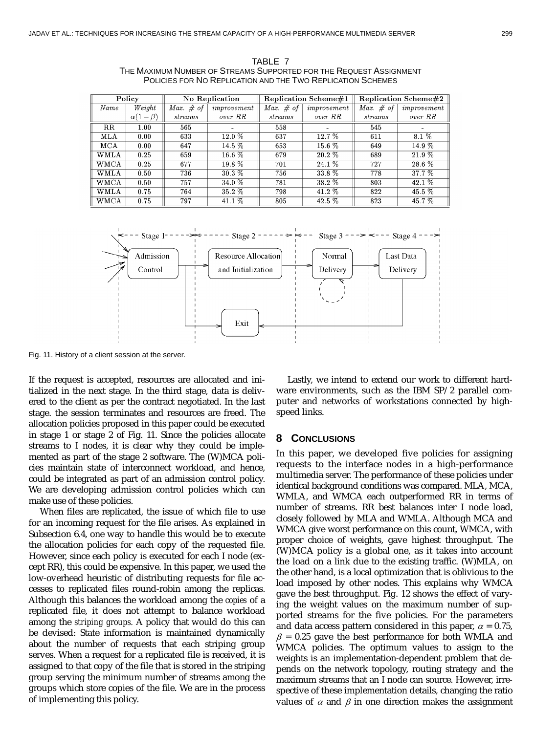TABLE 7
THE MAXIMUM NUMBER OF STREAMS SUPPORTED FOR THE REQUEST ASSIGNMENT POLICIES FOR NO REPLICATION AND THE TWO REPLICATION SCHEMES

| Policy | | No Replication | | Replication Scheme#1 | | Replication Scheme#2 | |
|---|---|---|---|---|---|---|---|
| *Name* | *Weight* $\alpha(1-\beta)$ | *Max. # of streams* | *improvement over RR* | *Max. # of streams* | *improvement over RR* | *Max. # of streams* | *improvement over RR* |
| RR | 1.00 | 565 | - | 558 | - | 545 | - |
| MLA | 0.00 | 633 | 12.0 % | 637 | 12.7 % | 611 | 8.1 % |
| MCA | 0.00 | 647 | 14.5 % | 653 | 15.6 % | 649 | 14.9 % |
| WMLA | 0.25 | 659 | 16.6 % | 679 | 20.2 % | 689 | 21.9 % |
| WMCA | 0.25 | 677 | 19.8 % | 701 | 24.1 % | 727 | 28.6 % |
| WMLA | 0.50 | 736 | 30.3 % | 756 | 33.8 % | 778 | 37.7 % |
| WMCA | 0.50 | 757 | 34.0 % | 781 | 38.2 % | 803 | 42.1 % |
| WMLA | 0.75 | 764 | 35.2 % | 798 | 41.2 % | 822 | 45.5 % |
| WMCA | 0.75 | 797 | 41.1 % | 805 | 42.5 % | 823 | 45.7 % |

Fig. 11. History of a client session at the server.

If the request is accepted, resources are allocated and initialized in the next stage. In the third stage, data is delivered to the client as per the contract negotiated. In the last stage. the session terminates and resources are freed. The allocation policies proposed in this paper could be executed in stage 1 or stage 2 of Fig. 11. Since the policies allocate streams to I nodes, it is clear why they could be implemented as part of the stage 2 software. The (W)MCA policies maintain state of interconnect workload, and hence, could be integrated as part of an admission control policy. We are developing admission control policies which can make use of these policies.

When files are replicated, the issue of which file to use for an incoming request for the file arises. As explained in Subsection 6.4, one way to handle this would be to execute the allocation policies for each copy of the requested file. However, since each policy is executed for each I node (except RR), this could be expensive. In this paper, we used the low-overhead heuristic of distributing requests for file accesses to replicated files round-robin among the replicas. Although this balances the workload among the *copies* of a replicated file, it does not attempt to balance workload among the *striping groups*. A policy that would do this can be devised: State information is maintained dynamically about the number of requests that each striping group serves. When a request for a replicated file is received, it is assigned to that copy of the file that is stored in the striping group serving the minimum number of streams among the groups which store copies of the file. We are in the process of implementing this policy.

Lastly, we intend to extend our work to different hardware environments, such as the IBM SP/2 parallel computer and networks of workstations connected by high-speed links.

## 8 CONCLUSIONS

In this paper, we developed five policies for assigning requests to the interface nodes in a high-performance multimedia server. The performance of these policies under identical background conditions was compared. MLA, MCA, WMLA, and WMCA each outperformed RR in terms of number of streams. RR best balances inter I node load, closely followed by MLA and WMLA. Although MCA and WMCA give worst performance on this count, WMCA, with proper choice of weights, gave highest throughput. The (W)MCA policy is a global one, as it takes into account the load on a link due to the existing traffic. (W)MLA, on the other hand, is a local optimization that is oblivious to the load imposed by other nodes. This explains why WMCA gave the best throughput. Fig. 12 shows the effect of varying the weight values on the maximum number of supported streams for the five policies. For the parameters and data access pattern considered in this paper, $\alpha = 0.75$, $\beta = 0.25$ gave the best performance for both WMLA and WMCA policies. The optimum values to assign to the weights is an implementation-dependent problem that depends on the network topology, routing strategy and the maximum streams that an I node can source. However, irrespective of these implementation details, changing the ratio values of $\alpha$ and $\beta$ in one direction makes the assignment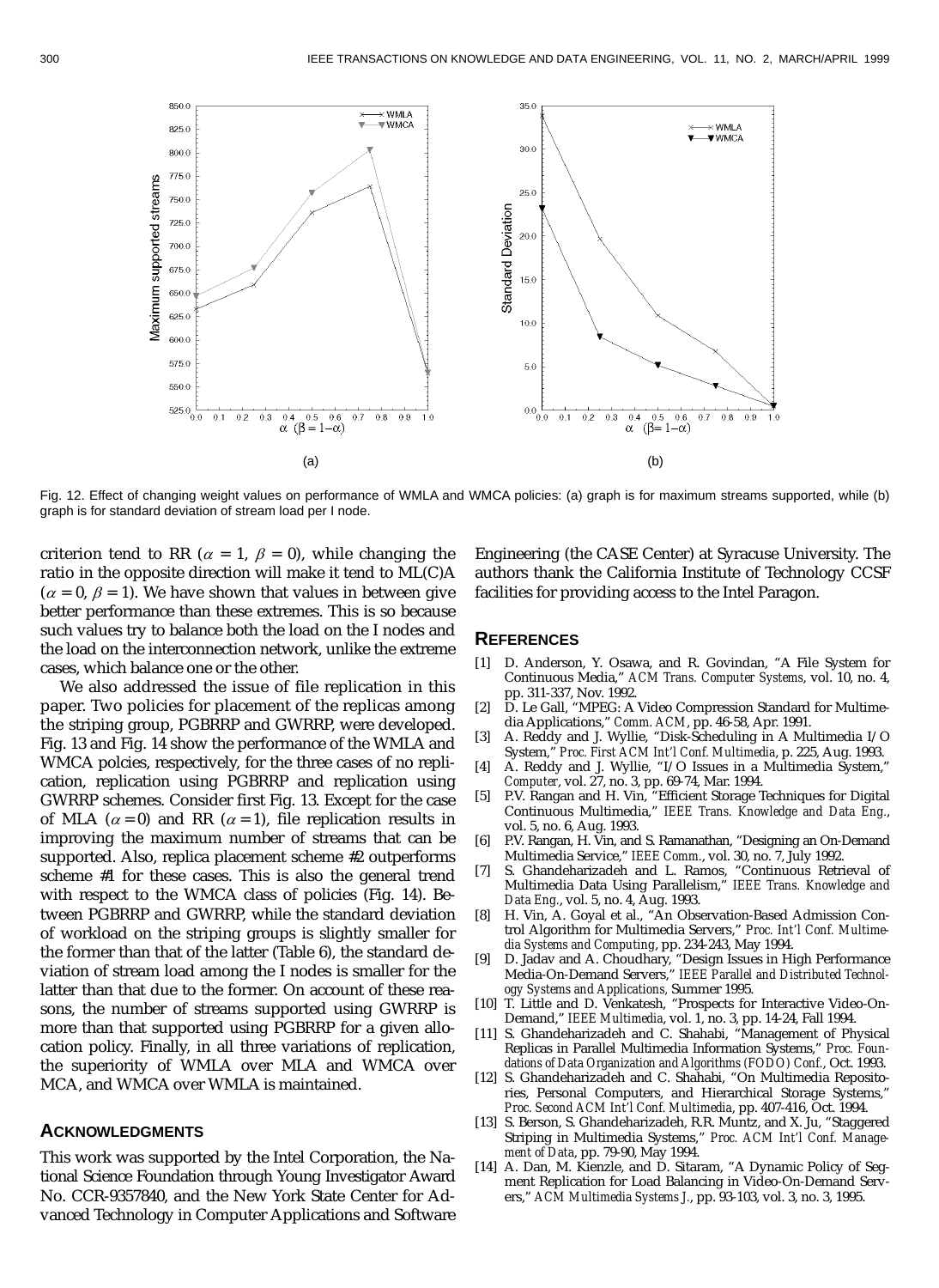Fig. 12. Effect of changing weight values on performance of WMLA and WMCA policies: (a) graph is for maximum streams supported, while (b) graph is for standard deviation of stream load per I node.

criterion tend to RR ($\alpha = 1$, $\beta = 0$), while changing the ratio in the opposite direction will make it tend to ML(C)A ($\alpha = 0$, $\beta = 1$). We have shown that values in between give better performance than these extremes. This is so because such values try to balance both the load on the I nodes and the load on the interconnection network, unlike the extreme cases, which balance one or the other.

We also addressed the issue of file replication in this paper. Two policies for placement of the replicas among the striping group, PGBRRP and GWRRP, were developed. Fig. 13 and Fig. 14 show the performance of the WMLA and WMCA polcies, respectively, for the three cases of no replication, replication using PGBRRP and replication using GWRRP schemes. Consider first Fig. 13. Except for the case of MLA ($\alpha = 0$) and RR ($\alpha = 1$), file replication results in improving the maximum number of streams that can be supported. Also, replica placement scheme #2 outperforms scheme #1 for these cases. This is also the general trend with respect to the WMCA class of policies (Fig. 14). Between PGBRRP and GWRRP, while the standard deviation of workload on the striping groups is slightly smaller for the former than that of the latter (Table 6), the standard deviation of stream load among the I nodes is smaller for the latter than that due to the former. On account of these reasons, the number of streams supported using GWRRP is more than that supported using PGBRRP for a given allocation policy. Finally, in all three variations of replication, the superiority of WMLA over MLA and WMCA over MCA, and WMCA over WMLA is maintained.

## ACKNOWLEDGMENTS

This work was supported by the Intel Corporation, the National Science Foundation through Young Investigator Award No. CCR-9357840, and the New York State Center for Advanced Technology in Computer Applications and Software Engineering (the CASE Center) at Syracuse University. The authors thank the California Institute of Technology CCSF facilities for providing access to the Intel Paragon.

## REFERENCES

[1] D. Anderson, Y. Osawa, and R. Govindan, "A File System for Continuous Media," *ACM Trans. Computer Systems*, vol. 10, no. 4, pp. 311-337, Nov. 1992.

[2] D. Le Gall, "MPEG: A Video Compression Standard for Multimedia Applications," *Comm. ACM*, pp. 46-58, Apr. 1991.

[3] A. Reddy and J. Wyllie, "Disk-Scheduling in A Multimedia I/O System," *Proc. First ACM Int'l Conf. Multimedia*, p. 225, Aug. 1993.

[4] A. Reddy and J. Wyllie, "I/O Issues in a Multimedia System," *Computer*, vol. 27, no. 3, pp. 69-74, Mar. 1994.

[5] P.V. Rangan and H. Vin, "Efficient Storage Techniques for Digital Continuous Multimedia," *IEEE Trans. Knowledge and Data Eng.*, vol. 5, no. 6, Aug. 1993.

[6] P.V. Rangan, H. Vin, and S. Ramanathan, "Designing an On-Demand Multimedia Service," *IEEE Comm.*, vol. 30, no. 7, July 1992.

[7] S. Ghandeharizadeh and L. Ramos, "Continuous Retrieval of Multimedia Data Using Parallelism," *IEEE Trans. Knowledge and Data Eng.*, vol. 5, no. 4, Aug. 1993.

[8] H. Vin, A. Goyal et al., "An Observation-Based Admission Control Algorithm for Multimedia Servers," *Proc. Int'l Conf. Multimedia Systems and Computing*, pp. 234-243, May 1994.

[9] D. Jadav and A. Choudhary, "Design Issues in High Performance Media-On-Demand Servers," *IEEE Parallel and Distributed Technology Systems and Applications*, Summer 1995.

[10] T. Little and D. Venkatesh, "Prospects for Interactive Video-On-Demand," *IEEE Multimedia*, vol. 1, no. 3, pp. 14-24, Fall 1994.

[11] S. Ghandeharizadeh and C. Shahabi, "Management of Physical Replicas in Parallel Multimedia Information Systems," *Proc. Foundations of Data Organization and Algorithms (FODO) Conf.*, Oct. 1993.

[12] S. Ghandeharizadeh and C. Shahabi, "On Multimedia Repositories, Personal Computers, and Hierarchical Storage Systems," *Proc. Second ACM Int'l Conf. Multimedia*, pp. 407-416, Oct. 1994.

[13] S. Berson, S. Ghandeharizadeh, R.R. Muntz, and X. Ju, "Staggered Striping in Multimedia Systems," *Proc. ACM Int'l Conf. Management of Data*, pp. 79-90, May 1994.

[14] A. Dan, M. Kienzle, and D. Sitaram, "A Dynamic Policy of Segment Replication for Load Balancing in Video-On-Demand Servers," *ACM Multimedia Systems J.*, pp. 93-103, vol. 3, no. 3, 1995.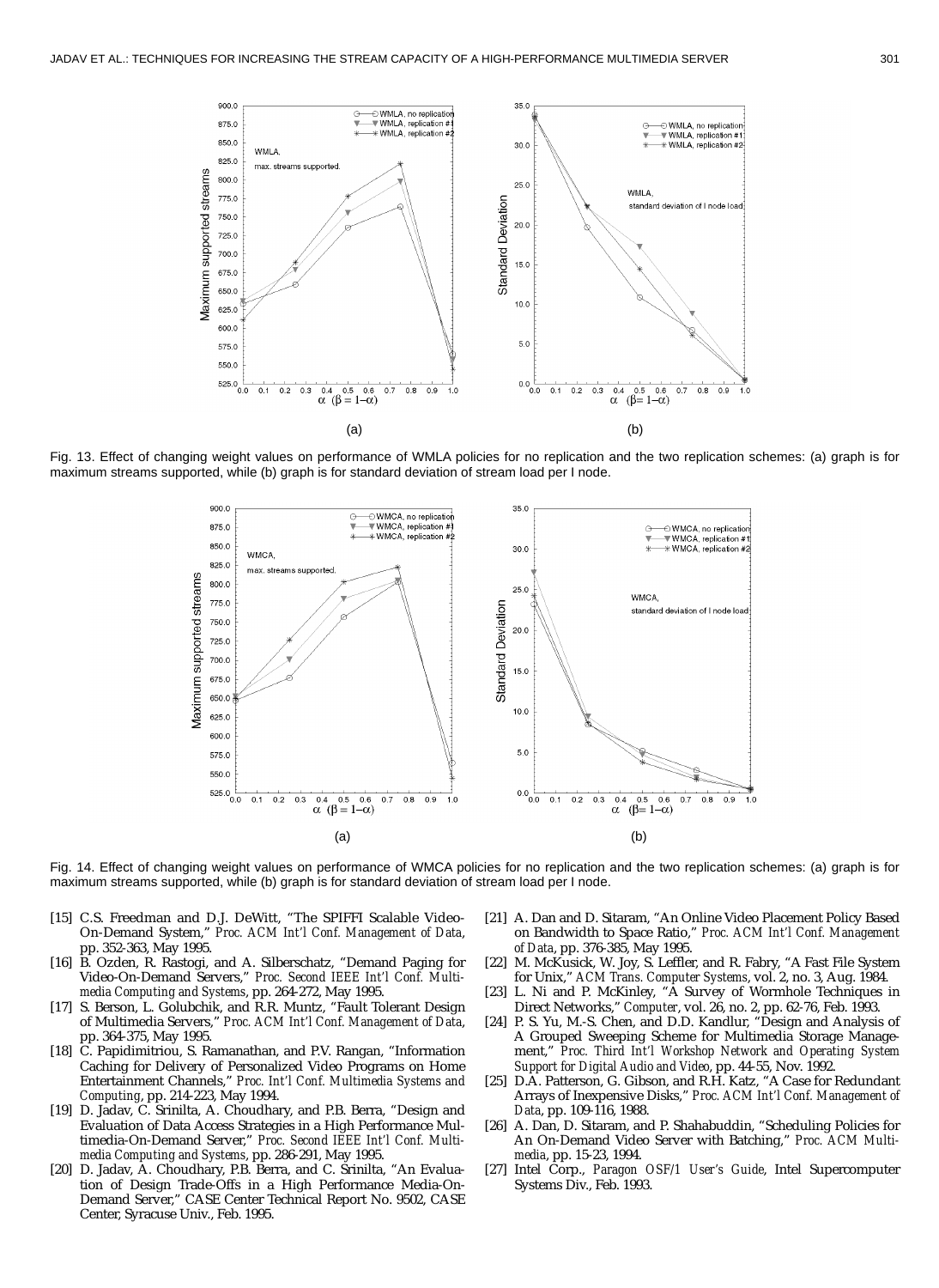Fig. 13. Effect of changing weight values on performance of WMLA policies for no replication and the two replication schemes: (a) graph is for maximum streams supported, while (b) graph is for standard deviation of stream load per I node.

Fig. 14. Effect of changing weight values on performance of WMCA policies for no replication and the two replication schemes: (a) graph is for maximum streams supported, while (b) graph is for standard deviation of stream load per I node.

[15] C.S. Freedman and D.J. DeWitt, "The SPIFFI Scalable Video-On-Demand System," *Proc. ACM Int'l Conf. Management of Data*, pp. 352-363, May 1995.

[16] B. Ozden, R. Rastogi, and A. Silberschatz, "Demand Paging for Video-On-Demand Servers," *Proc. Second IEEE Int'l Conf. Multimedia Computing and Systems*, pp. 264-272, May 1995.

[17] S. Berson, L. Golubchik, and R.R. Muntz, "Fault Tolerant Design of Multimedia Servers," *Proc. ACM Int'l Conf. Management of Data*, pp. 364-375, May 1995.

[18] C. Papidimitriou, S. Ramanathan, and P.V. Rangan, "Information Caching for Delivery of Personalized Video Programs on Home Entertainment Channels," *Proc. Int'l Conf. Multimedia Systems and Computing*, pp. 214-223, May 1994.

[19] D. Jadav, C. Srinilta, A. Choudhary, and P.B. Berra, "Design and Evaluation of Data Access Strategies in a High Performance Multimedia-On-Demand Server," *Proc. Second IEEE Int'l Conf. Multimedia Computing and Systems*, pp. 286-291, May 1995.

[20] D. Jadav, A. Choudhary, P.B. Berra, and C. Srinilta, "An Evaluation of Design Trade-Offs in a High Performance Media-On-Demand Server," CASE Center Technical Report No. 9502, CASE Center, Syracuse Univ., Feb. 1995.

[21] A. Dan and D. Sitaram, "An Online Video Placement Policy Based on Bandwidth to Space Ratio," *Proc. ACM Int'l Conf. Management of Data*, pp. 376-385, May 1995.

[22] M. McKusick, W. Joy, S. Leffler, and R. Fabry, "A Fast File System for Unix," *ACM Trans. Computer Systems*, vol. 2, no. 3, Aug. 1984.

[23] L. Ni and P. McKinley, "A Survey of Wormhole Techniques in Direct Networks," *Computer*, vol. 26, no. 2, pp. 62-76, Feb. 1993.

[24] P. S. Yu, M.-S. Chen, and D.D. Kandlur, "Design and Analysis of A Grouped Sweeping Scheme for Multimedia Storage Management," *Proc. Third Int'l Workshop Network and Operating System Support for Digital Audio and Video*, pp. 44-55, Nov. 1992.

[25] D.A. Patterson, G. Gibson, and R.H. Katz, "A Case for Redundant Arrays of Inexpensive Disks," *Proc. ACM Int'l Conf. Management of Data*, pp. 109-116, 1988.

[26] A. Dan, D. Sitaram, and P. Shahabuddin, "Scheduling Policies for An On-Demand Video Server with Batching," *Proc. ACM Multimedia*, pp. 15-23, 1994.

[27] Intel Corp., *Paragon OSF/1 User's Guide*, Intel Supercomputer Systems Div., Feb. 1993.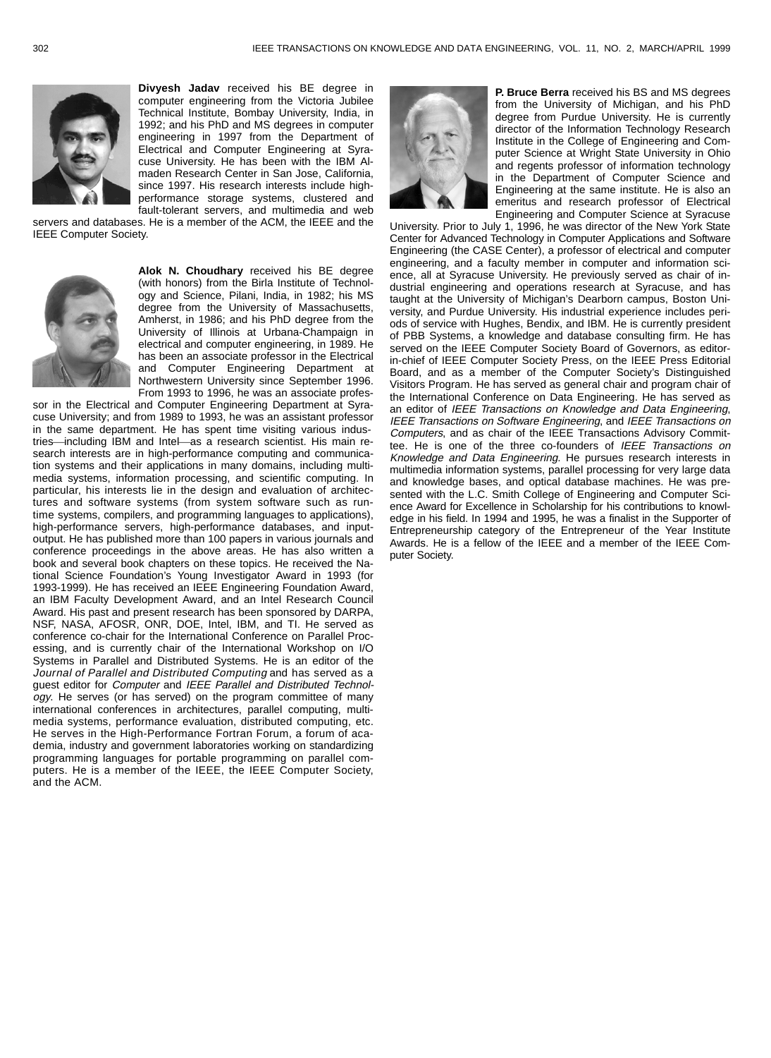**Divyesh Jadav** received his BE degree in computer engineering from the Victoria Jubilee Technical Institute, Bombay University, India, in 1992; and his PhD and MS degrees in computer engineering in 1997 from the Department of Electrical and Computer Engineering at Syracuse University. He has been with the IBM Almaden Research Center in San Jose, California, since 1997. His research interests include high-performance storage systems, clustered and fault-tolerant servers, and multimedia and web servers and databases. He is a member of the ACM, the IEEE and the IEEE Computer Society.

**Alok N. Choudhary** received his BE degree (with honors) from the Birla Institute of Technology and Science, Pilani, India, in 1982; his MS degree from the University of Massachusetts, Amherst, in 1986; and his PhD degree from the University of Illinois at Urbana-Champaign in electrical and computer engineering, in 1989. He has been an associate professor in the Electrical and Computer Engineering Department at Northwestern University since September 1996. From 1993 to 1996, he was an associate professor in the Electrical and Computer Engineering Department at Syracuse University; and from 1989 to 1993, he was an assistant professor in the same department. He has spent time visiting various industries—including IBM and Intel—as a research scientist. His main research interests are in high-performance computing and communication systems and their applications in many domains, including multimedia systems, information processing, and scientific computing. In particular, his interests lie in the design and evaluation of architectures and software systems (from system software such as runtime systems, compilers, and programming languages to applications), high-performance servers, high-performance databases, and input-output. He has published more than 100 papers in various journals and conference proceedings in the above areas. He has also written a book and several book chapters on these topics. He received the National Science Foundation's Young Investigator Award in 1993 (for 1993-1999). He has received an IEEE Engineering Foundation Award, an IBM Faculty Development Award, and an Intel Research Council Award. His past and present research has been sponsored by DARPA, NSF, NASA, AFOSR, ONR, DOE, Intel, IBM, and TI. He served as conference co-chair for the International Conference on Parallel Processing, and is currently chair of the International Workshop on I/O Systems in Parallel and Distributed Systems. He is an editor of the *Journal of Parallel and Distributed Computing* and has served as a guest editor for *Computer* and *IEEE Parallel and Distributed Technology*. He serves (or has served) on the program committee of many international conferences in architectures, parallel computing, multimedia systems, performance evaluation, distributed computing, etc. He serves in the High-Performance Fortran Forum, a forum of academia, industry and government laboratories working on standardizing programming languages for portable programming on parallel computers. He is a member of the IEEE, the IEEE Computer Society, and the ACM.

**P. Bruce Berra** received his BS and MS degrees from the University of Michigan, and his PhD degree from Purdue University. He is currently director of the Information Technology Research Institute in the College of Engineering and Computer Science at Wright State University in Ohio and regents professor of information technology in the Department of Computer Science and Engineering at the same institute. He is also an emeritus and research professor of Electrical Engineering and Computer Science at Syracuse University. Prior to July 1, 1996, he was director of the New York State Center for Advanced Technology in Computer Applications and Software Engineering (the CASE Center), a professor of electrical and computer engineering, and a faculty member in computer and information science, all at Syracuse University. He previously served as chair of industrial engineering and operations research at Syracuse, and has taught at the University of Michigan's Dearborn campus, Boston University, and Purdue University. His industrial experience includes periods of service with Hughes, Bendix, and IBM. He is currently president of PBB Systems, a knowledge and database consulting firm. He has served on the IEEE Computer Society Board of Governors, as editor-in-chief of IEEE Computer Society Press, on the IEEE Press Editorial Board, and as a member of the Computer Society's Distinguished Visitors Program. He has served as general chair and program chair of the International Conference on Data Engineering. He has served as an editor of *IEEE Transactions on Knowledge and Data Engineering*, *IEEE Transactions on Software Engineering*, and *IEEE Transactions on Computers*, and as chair of the IEEE Transactions Advisory Committee. He is one of the three co-founders of *IEEE Transactions on Knowledge and Data Engineering*. He pursues research interests in multimedia information systems, parallel processing for very large data and knowledge bases, and optical database machines. He was presented with the L.C. Smith College of Engineering and Computer Science Award for Excellence in Scholarship for his contributions to knowledge in his field. In 1994 and 1995, he was a finalist in the Supporter of Entrepreneurship category of the Entrepreneur of the Year Institute Awards. He is a fellow of the IEEE and a member of the IEEE Computer Society.